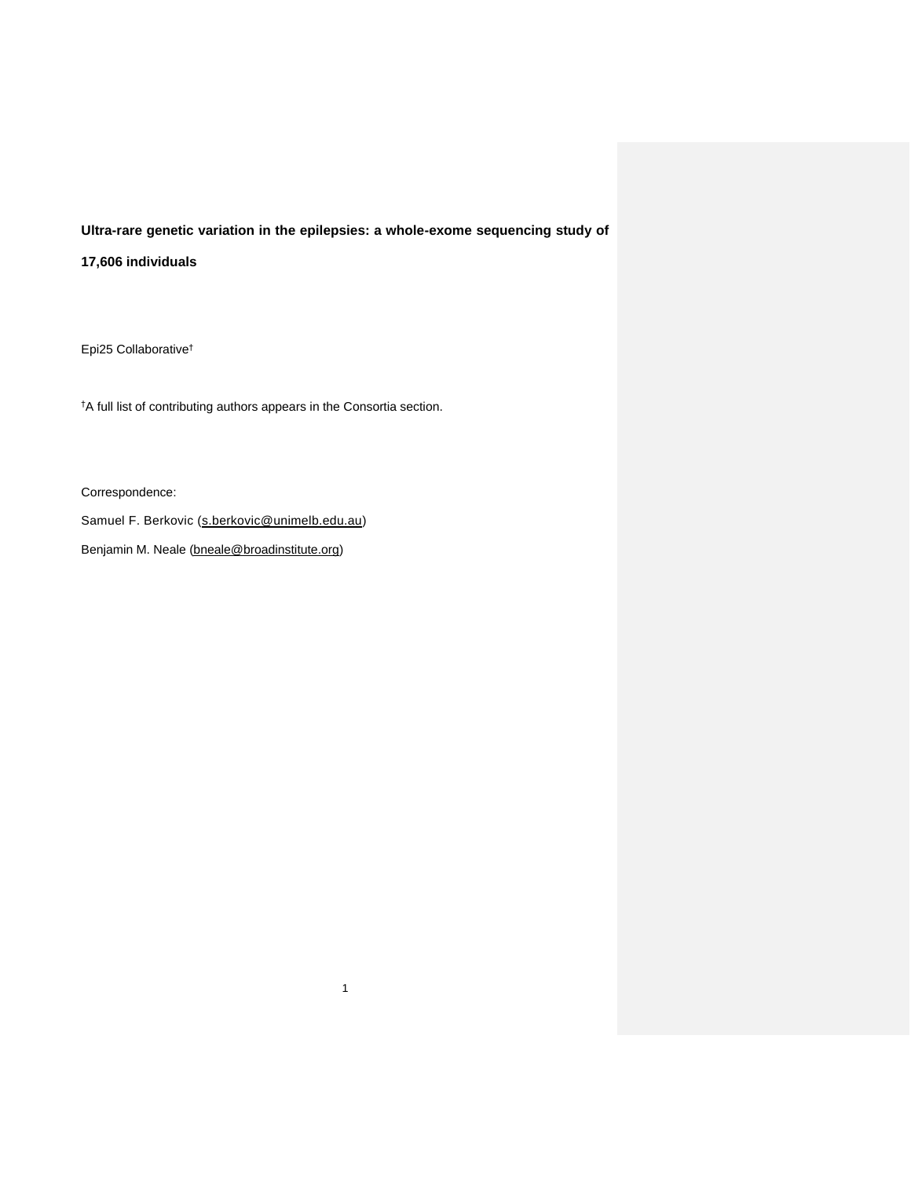**Ultra-rare genetic variation in the epilepsies: a whole-exome sequencing study of 17,606 individuals**

Epi25 Collaborative†

†A full list of contributing authors appears in the Consortia section.

Correspondence:

Samuel F. Berkovic (s.berkovic@unimelb.edu.au)

Benjamin M. Neale (bneale@broadinstitute.org)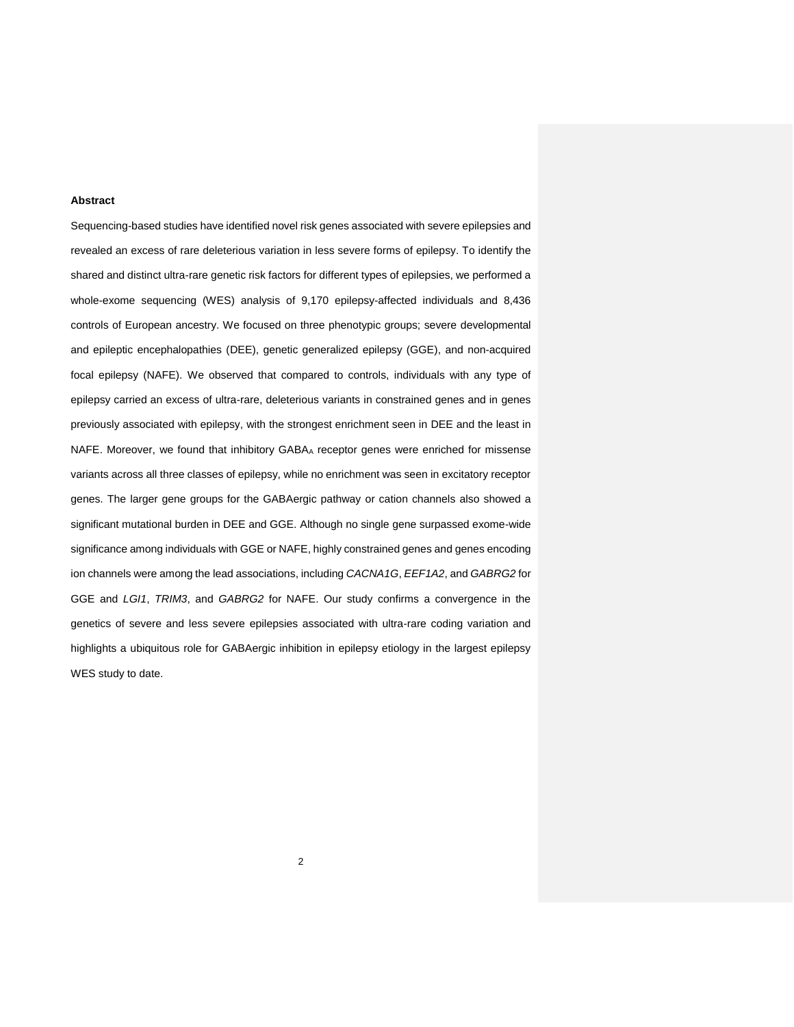**Abstract**

Sequencing-based studies have identified novel risk genes associated with severe epilepsies and revealed an excess of rare deleterious variation in less severe forms of epilepsy. To identify the shared and distinct ultra-rare genetic risk factors for different types of epilepsies, we performed a whole-exome sequencing (WES) analysis of 9,170 epilepsy-affected individuals and 8,436 controls of European ancestry. We focused on three phenotypic groups; severe developmental and epileptic encephalopathies (DEE), genetic generalized epilepsy (GGE), and non-acquired focal epilepsy (NAFE). We observed that compared to controls, individuals with any type of epilepsy carried an excess of ultra-rare, deleterious variants in constrained genes and in genes previously associated with epilepsy, with the strongest enrichment seen in DEE and the least in NAFE. Moreover, we found that inhibitory $GABA_A$ receptor genes were enriched for missense variants across all three classes of epilepsy, while no enrichment was seen in excitatory receptor genes. The larger gene groups for the GABAergic pathway or cation channels also showed a significant mutational burden in DEE and GGE. Although no single gene surpassed exome-wide significance among individuals with GGE or NAFE, highly constrained genes and genes encoding ion channels were among the lead associations, including *CACNA1G*, *EEF1A2*, and *GABRG2* for GGE and *LGI1*, *TRIM3*, and *GABRG2* for NAFE. Our study confirms a convergence in the genetics of severe and less severe epilepsies associated with ultra-rare coding variation and highlights a ubiquitous role for GABAergic inhibition in epilepsy etiology in the largest epilepsy WES study to date.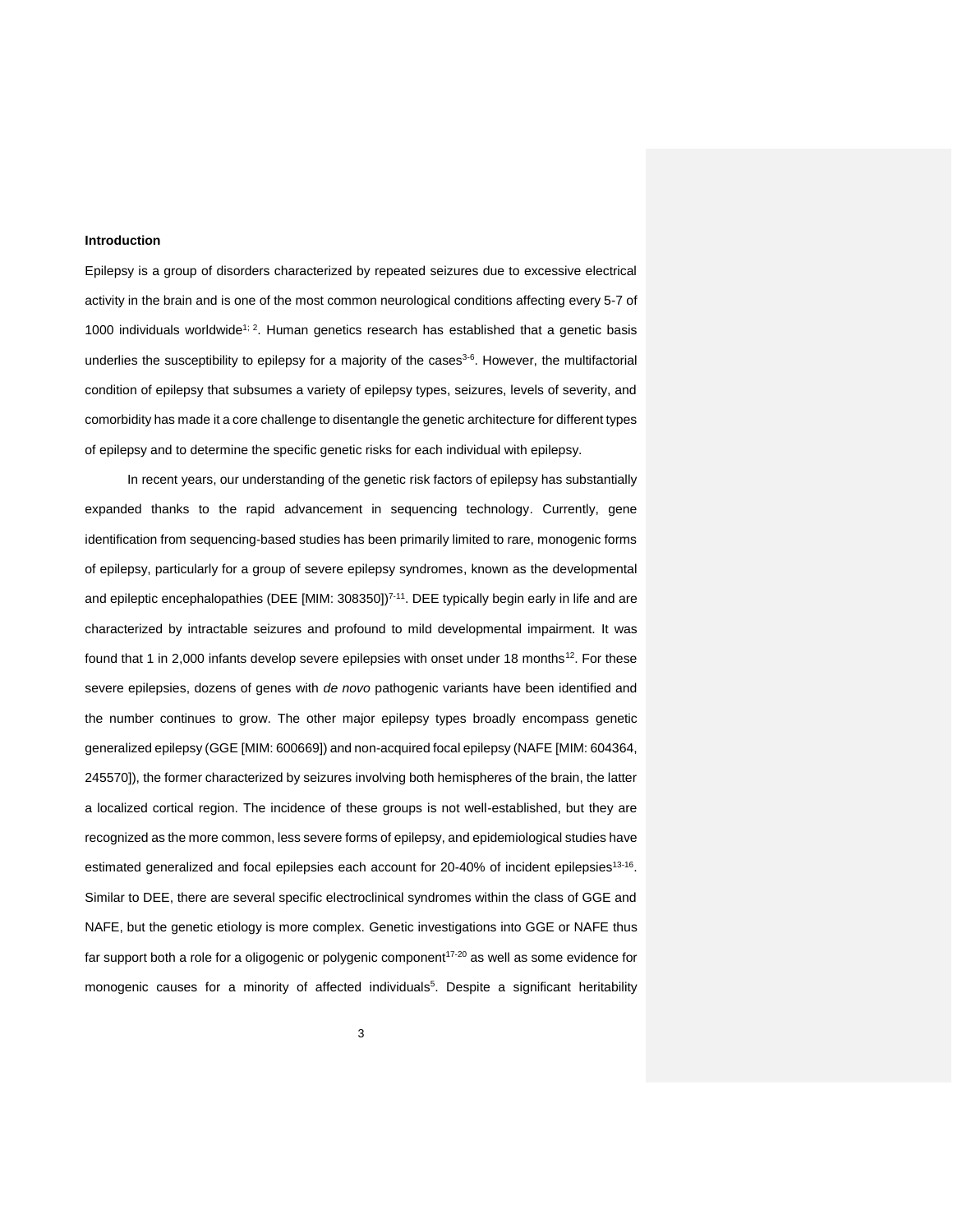**Introduction**

Epilepsy is a group of disorders characterized by repeated seizures due to excessive electrical activity in the brain and is one of the most common neurological conditions affecting every 5-7 of 1000 individuals worldwide[1; 2]. Human genetics research has established that a genetic basis underlies the susceptibility to epilepsy for a majority of the cases[3-6]. However, the multifactorial condition of epilepsy that subsumes a variety of epilepsy types, seizures, levels of severity, and comorbidity has made it a core challenge to disentangle the genetic architecture for different types of epilepsy and to determine the specific genetic risks for each individual with epilepsy.

In recent years, our understanding of the genetic risk factors of epilepsy has substantially expanded thanks to the rapid advancement in sequencing technology. Currently, gene identification from sequencing-based studies has been primarily limited to rare, monogenic forms of epilepsy, particularly for a group of severe epilepsy syndromes, known as the developmental and epileptic encephalopathies (DEE [MIM: 308350])[7-11]. DEE typically begin early in life and are characterized by intractable seizures and profound to mild developmental impairment. It was found that 1 in 2,000 infants develop severe epilepsies with onset under 18 months[12]. For these severe epilepsies, dozens of genes with *de novo* pathogenic variants have been identified and the number continues to grow. The other major epilepsy types broadly encompass genetic generalized epilepsy (GGE [MIM: 600669]) and non-acquired focal epilepsy (NAFE [MIM: 604364, 245570]), the former characterized by seizures involving both hemispheres of the brain, the latter a localized cortical region. The incidence of these groups is not well-established, but they are recognized as the more common, less severe forms of epilepsy, and epidemiological studies have estimated generalized and focal epilepsies each account for 20-40% of incident epilepsies[13-16]. Similar to DEE, there are several specific electroclinical syndromes within the class of GGE and NAFE, but the genetic etiology is more complex. Genetic investigations into GGE or NAFE thus far support both a role for a oligogenic or polygenic component[17-20] as well as some evidence for monogenic causes for a minority of affected individuals[5]. Despite a significant heritability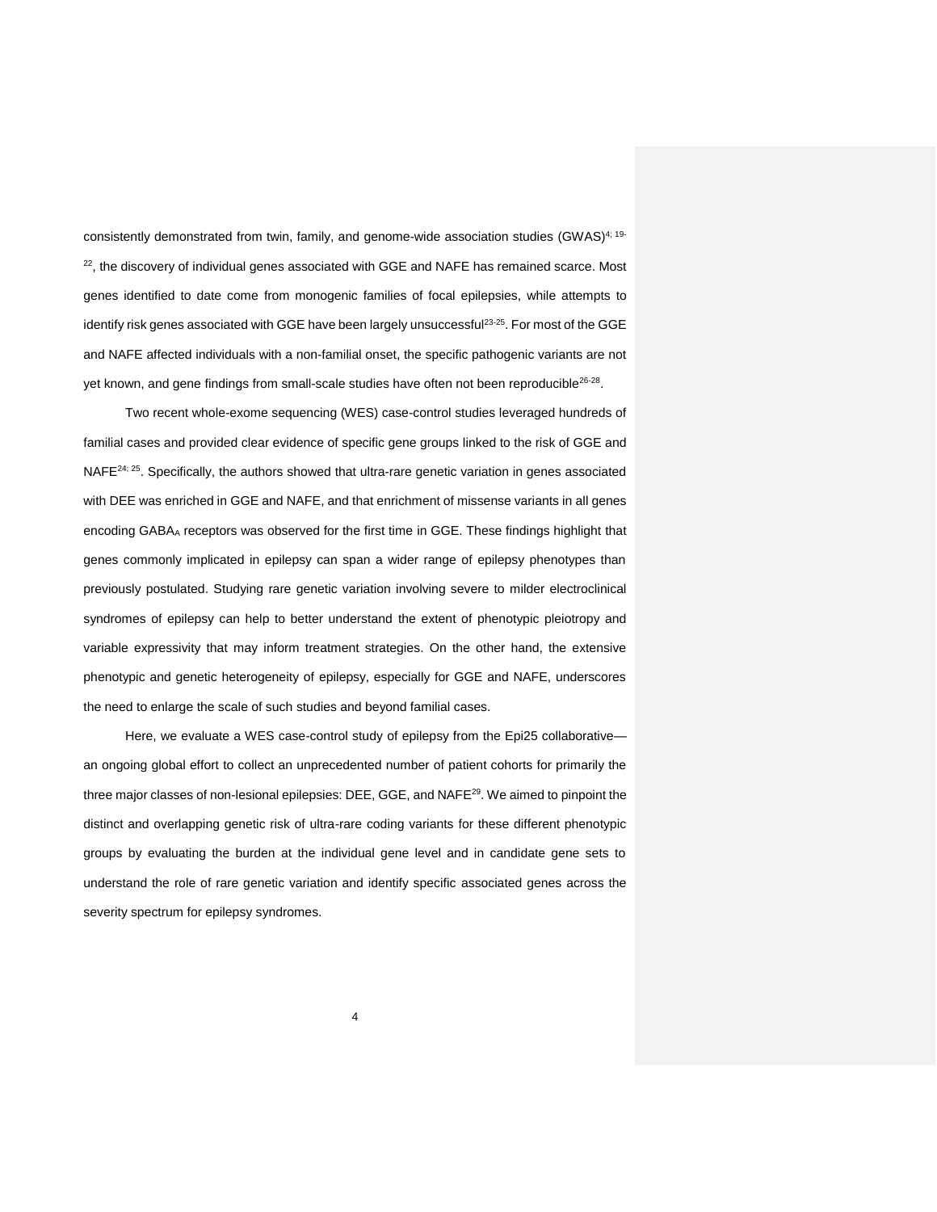consistently demonstrated from twin, family, and genome-wide association studies (GWAS)[4; 19-22], the discovery of individual genes associated with GGE and NAFE has remained scarce. Most genes identified to date come from monogenic families of focal epilepsies, while attempts to identify risk genes associated with GGE have been largely unsuccessful[23-25]. For most of the GGE and NAFE affected individuals with a non-familial onset, the specific pathogenic variants are not yet known, and gene findings from small-scale studies have often not been reproducible[26-28].

Two recent whole-exome sequencing (WES) case-control studies leveraged hundreds of familial cases and provided clear evidence of specific gene groups linked to the risk of GGE and NAFE[24; 25]. Specifically, the authors showed that ultra-rare genetic variation in genes associated with DEE was enriched in GGE and NAFE, and that enrichment of missense variants in all genes encoding $GABA_A$ receptors was observed for the first time in GGE. These findings highlight that genes commonly implicated in epilepsy can span a wider range of epilepsy phenotypes than previously postulated. Studying rare genetic variation involving severe to milder electroclinical syndromes of epilepsy can help to better understand the extent of phenotypic pleiotropy and variable expressivity that may inform treatment strategies. On the other hand, the extensive phenotypic and genetic heterogeneity of epilepsy, especially for GGE and NAFE, underscores the need to enlarge the scale of such studies and beyond familial cases.

Here, we evaluate a WES case-control study of epilepsy from the Epi25 collaborative—an ongoing global effort to collect an unprecedented number of patient cohorts for primarily the three major classes of non-lesional epilepsies: DEE, GGE, and NAFE[29]. We aimed to pinpoint the distinct and overlapping genetic risk of ultra-rare coding variants for these different phenotypic groups by evaluating the burden at the individual gene level and in candidate gene sets to understand the role of rare genetic variation and identify specific associated genes across the severity spectrum for epilepsy syndromes.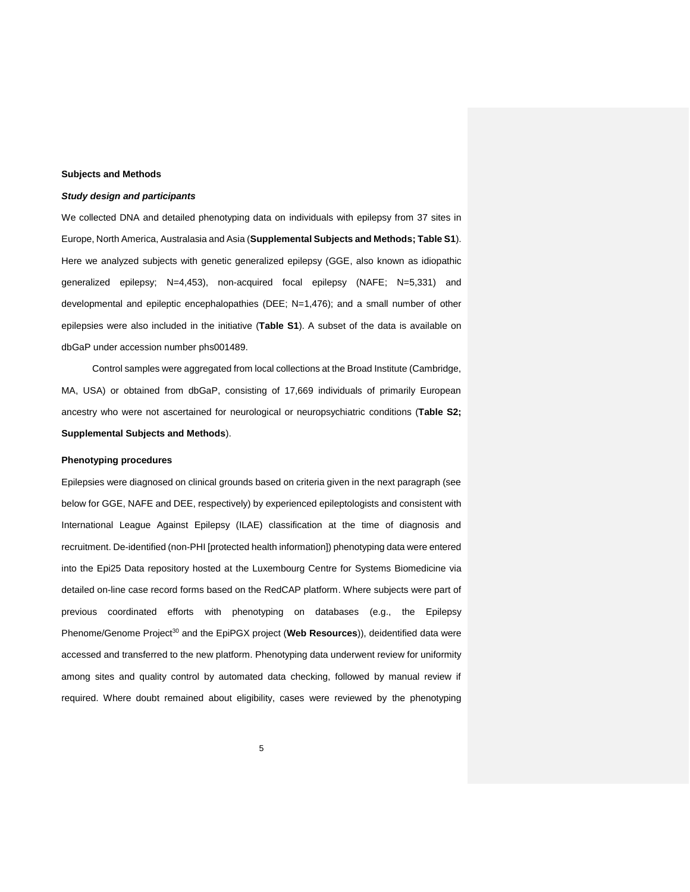## Subjects and Methods

### *Study design and participants*

We collected DNA and detailed phenotyping data on individuals with epilepsy from 37 sites in Europe, North America, Australasia and Asia (**Supplemental Subjects and Methods; Table S1**). Here we analyzed subjects with genetic generalized epilepsy (GGE, also known as idiopathic generalized epilepsy; N=4,453), non-acquired focal epilepsy (NAFE; N=5,331) and developmental and epileptic encephalopathies (DEE; N=1,476); and a small number of other epilepsies were also included in the initiative (**Table S1**). A subset of the data is available on dbGaP under accession number phs001489.

Control samples were aggregated from local collections at the Broad Institute (Cambridge, MA, USA) or obtained from dbGaP, consisting of 17,669 individuals of primarily European ancestry who were not ascertained for neurological or neuropsychiatric conditions (**Table S2; Supplemental Subjects and Methods**).

### Phenotyping procedures

Epilepsies were diagnosed on clinical grounds based on criteria given in the next paragraph (see below for GGE, NAFE and DEE, respectively) by experienced epileptologists and consistent with International League Against Epilepsy (ILAE) classification at the time of diagnosis and recruitment. De-identified (non-PHI [protected health information]) phenotyping data were entered into the Epi25 Data repository hosted at the Luxembourg Centre for Systems Biomedicine via detailed on-line case record forms based on the RedCAP platform. Where subjects were part of previous coordinated efforts with phenotyping on databases (e.g., the Epilepsy Phenome/Genome Project[30] and the EpiPGX project (**Web Resources**)), deidentified data were accessed and transferred to the new platform. Phenotyping data underwent review for uniformity among sites and quality control by automated data checking, followed by manual review if required. Where doubt remained about eligibility, cases were reviewed by the phenotyping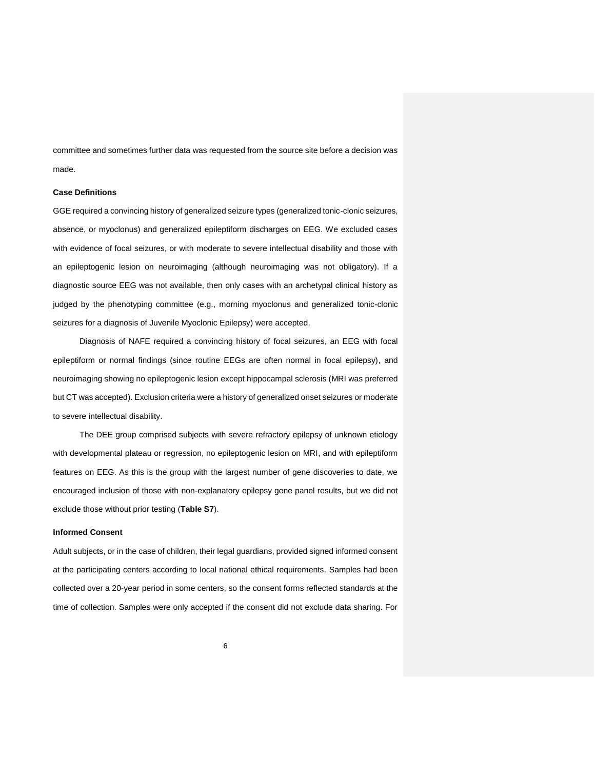committee and sometimes further data was requested from the source site before a decision was made.

### Case Definitions

GGE required a convincing history of generalized seizure types (generalized tonic-clonic seizures, absence, or myoclonus) and generalized epileptiform discharges on EEG. We excluded cases with evidence of focal seizures, or with moderate to severe intellectual disability and those with an epileptogenic lesion on neuroimaging (although neuroimaging was not obligatory). If a diagnostic source EEG was not available, then only cases with an archetypal clinical history as judged by the phenotyping committee (e.g., morning myoclonus and generalized tonic-clonic seizures for a diagnosis of Juvenile Myoclonic Epilepsy) were accepted.

Diagnosis of NAFE required a convincing history of focal seizures, an EEG with focal epileptiform or normal findings (since routine EEGs are often normal in focal epilepsy), and neuroimaging showing no epileptogenic lesion except hippocampal sclerosis (MRI was preferred but CT was accepted). Exclusion criteria were a history of generalized onset seizures or moderate to severe intellectual disability.

The DEE group comprised subjects with severe refractory epilepsy of unknown etiology with developmental plateau or regression, no epileptogenic lesion on MRI, and with epileptiform features on EEG. As this is the group with the largest number of gene discoveries to date, we encouraged inclusion of those with non-explanatory epilepsy gene panel results, but we did not exclude those without prior testing (**Table S7**).

### Informed Consent

Adult subjects, or in the case of children, their legal guardians, provided signed informed consent at the participating centers according to local national ethical requirements. Samples had been collected over a 20-year period in some centers, so the consent forms reflected standards at the time of collection. Samples were only accepted if the consent did not exclude data sharing. For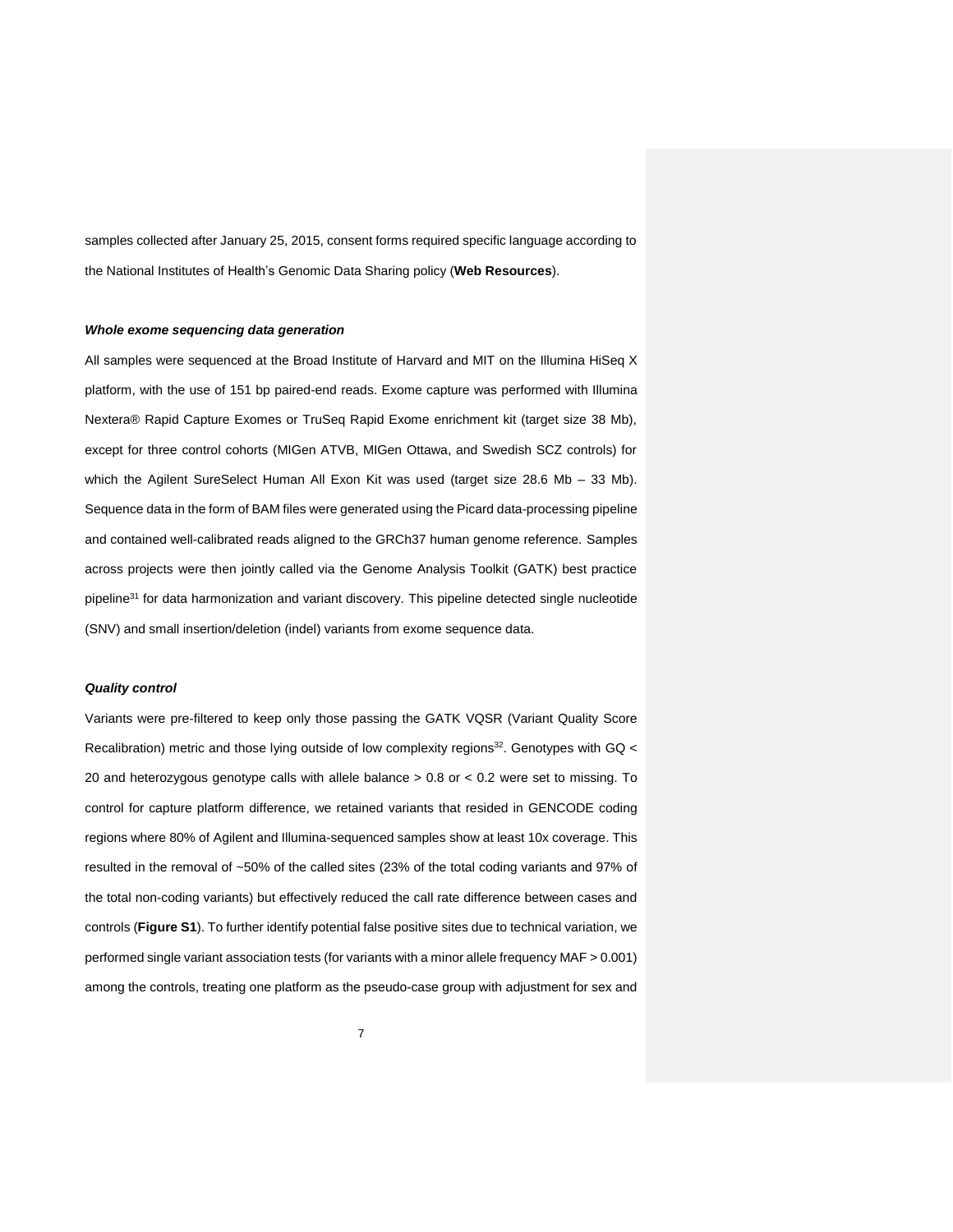samples collected after January 25, 2015, consent forms required specific language according to the National Institutes of Health's Genomic Data Sharing policy (**Web Resources**).

### *Whole exome sequencing data generation*

All samples were sequenced at the Broad Institute of Harvard and MIT on the Illumina HiSeq X platform, with the use of 151 bp paired-end reads. Exome capture was performed with Illumina Nextera® Rapid Capture Exomes or TruSeq Rapid Exome enrichment kit (target size 38 Mb), except for three control cohorts (MIGen ATVB, MIGen Ottawa, and Swedish SCZ controls) for which the Agilent SureSelect Human All Exon Kit was used (target size 28.6 Mb – 33 Mb). Sequence data in the form of BAM files were generated using the Picard data-processing pipeline and contained well-calibrated reads aligned to the GRCh37 human genome reference. Samples across projects were then jointly called via the Genome Analysis Toolkit (GATK) best practice pipeline[31] for data harmonization and variant discovery. This pipeline detected single nucleotide (SNV) and small insertion/deletion (indel) variants from exome sequence data.

### *Quality control*

Variants were pre-filtered to keep only those passing the GATK VQSR (Variant Quality Score Recalibration) metric and those lying outside of low complexity regions[32]. Genotypes with GQ < 20 and heterozygous genotype calls with allele balance > 0.8 or < 0.2 were set to missing. To control for capture platform difference, we retained variants that resided in GENCODE coding regions where 80% of Agilent and Illumina-sequenced samples show at least 10x coverage. This resulted in the removal of ~50% of the called sites (23% of the total coding variants and 97% of the total non-coding variants) but effectively reduced the call rate difference between cases and controls (**Figure S1**). To further identify potential false positive sites due to technical variation, we performed single variant association tests (for variants with a minor allele frequency MAF > 0.001) among the controls, treating one platform as the pseudo-case group with adjustment for sex and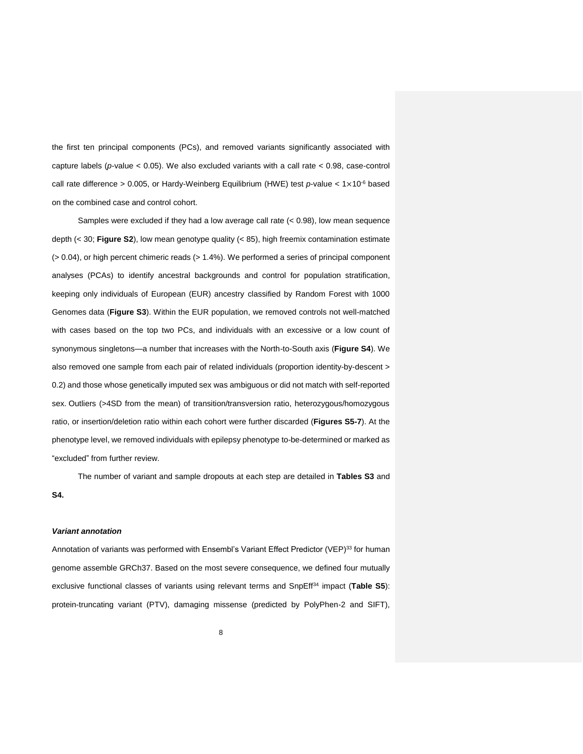the first ten principal components (PCs), and removed variants significantly associated with capture labels (*p*-value < 0.05). We also excluded variants with a call rate < 0.98, case-control call rate difference > 0.005, or Hardy-Weinberg Equilibrium (HWE) test *p*-value < $1\times10^{-6}$ based on the combined case and control cohort.

Samples were excluded if they had a low average call rate (< 0.98), low mean sequence depth (< 30; **Figure S2**), low mean genotype quality (< 85), high freemix contamination estimate (> 0.04), or high percent chimeric reads (> 1.4%). We performed a series of principal component analyses (PCAs) to identify ancestral backgrounds and control for population stratification, keeping only individuals of European (EUR) ancestry classified by Random Forest with 1000 Genomes data (**Figure S3**). Within the EUR population, we removed controls not well-matched with cases based on the top two PCs, and individuals with an excessive or a low count of synonymous singletons—a number that increases with the North-to-South axis (**Figure S4**). We also removed one sample from each pair of related individuals (proportion identity-by-descent > 0.2) and those whose genetically imputed sex was ambiguous or did not match with self-reported sex. Outliers (>4SD from the mean) of transition/transversion ratio, heterozygous/homozygous ratio, or insertion/deletion ratio within each cohort were further discarded (**Figures S5-7**). At the phenotype level, we removed individuals with epilepsy phenotype to-be-determined or marked as "excluded" from further review.

The number of variant and sample dropouts at each step are detailed in **Tables S3** and **S4.**

***Variant annotation***

Annotation of variants was performed with Ensembl's Variant Effect Predictor (VEP)[33] for human genome assemble GRCh37. Based on the most severe consequence, we defined four mutually exclusive functional classes of variants using relevant terms and SnpEff[34] impact (**Table S5**): protein-truncating variant (PTV), damaging missense (predicted by PolyPhen-2 and SIFT),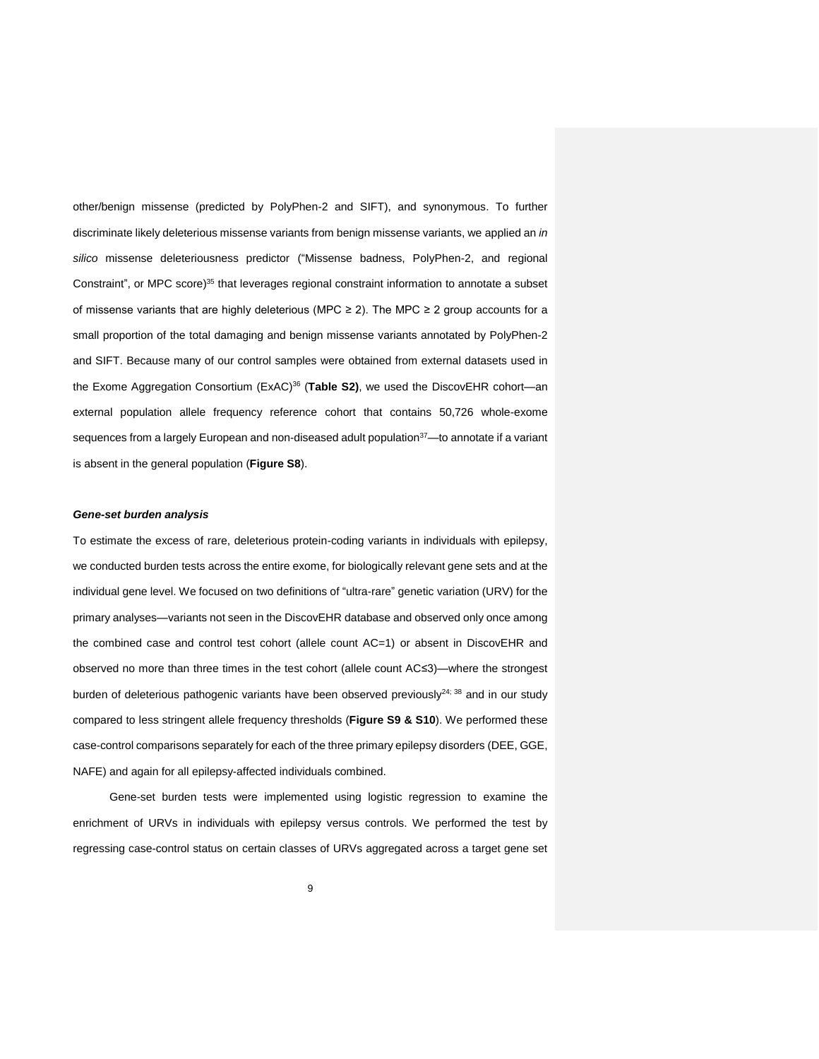other/benign missense (predicted by PolyPhen-2 and SIFT), and synonymous. To further discriminate likely deleterious missense variants from benign missense variants, we applied an *in silico* missense deleteriousness predictor ("Missense badness, PolyPhen-2, and regional Constraint", or MPC score)[35] that leverages regional constraint information to annotate a subset of missense variants that are highly deleterious (MPC ≥ 2). The MPC ≥ 2 group accounts for a small proportion of the total damaging and benign missense variants annotated by PolyPhen-2 and SIFT. Because many of our control samples were obtained from external datasets used in the Exome Aggregation Consortium (ExAC)[36] (**Table S2)**, we used the DiscovEHR cohort—an external population allele frequency reference cohort that contains 50,726 whole-exome sequences from a largely European and non-diseased adult population[37]—to annotate if a variant is absent in the general population (**Figure S8**).

***Gene-set burden analysis***

To estimate the excess of rare, deleterious protein-coding variants in individuals with epilepsy, we conducted burden tests across the entire exome, for biologically relevant gene sets and at the individual gene level. We focused on two definitions of "ultra-rare" genetic variation (URV) for the primary analyses—variants not seen in the DiscovEHR database and observed only once among the combined case and control test cohort (allele count AC=1) or absent in DiscovEHR and observed no more than three times in the test cohort (allele count AC≤3)—where the strongest burden of deleterious pathogenic variants have been observed previously[24; 38] and in our study compared to less stringent allele frequency thresholds (**Figure S9 & S10**). We performed these case-control comparisons separately for each of the three primary epilepsy disorders (DEE, GGE, NAFE) and again for all epilepsy-affected individuals combined.

Gene-set burden tests were implemented using logistic regression to examine the enrichment of URVs in individuals with epilepsy versus controls. We performed the test by regressing case-control status on certain classes of URVs aggregated across a target gene set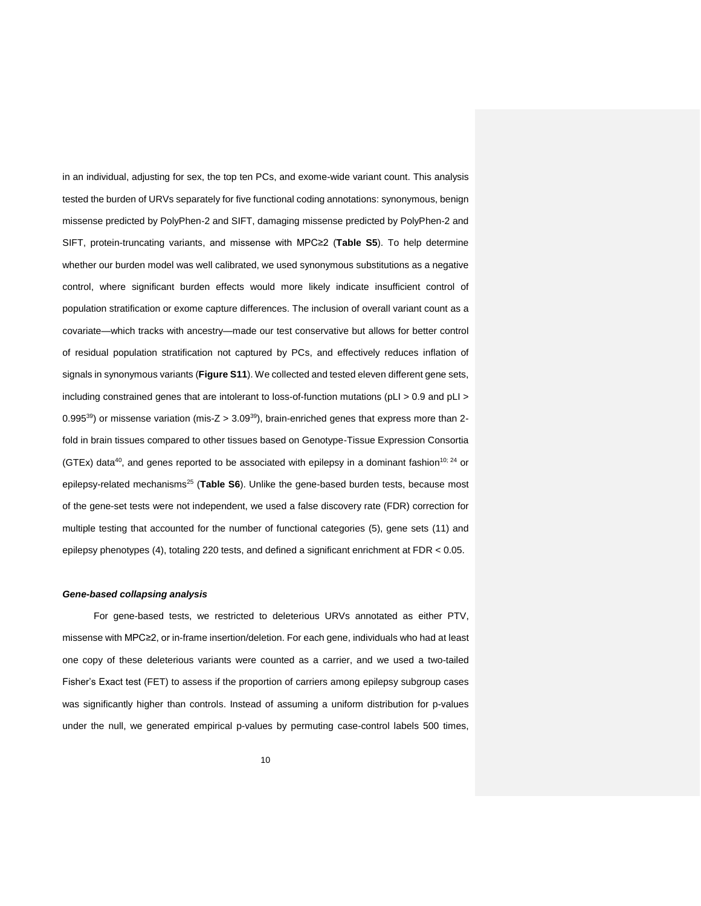in an individual, adjusting for sex, the top ten PCs, and exome-wide variant count. This analysis tested the burden of URVs separately for five functional coding annotations: synonymous, benign missense predicted by PolyPhen-2 and SIFT, damaging missense predicted by PolyPhen-2 and SIFT, protein-truncating variants, and missense with MPC≥2 (**Table S5**). To help determine whether our burden model was well calibrated, we used synonymous substitutions as a negative control, where significant burden effects would more likely indicate insufficient control of population stratification or exome capture differences. The inclusion of overall variant count as a covariate—which tracks with ancestry—made our test conservative but allows for better control of residual population stratification not captured by PCs, and effectively reduces inflation of signals in synonymous variants (**Figure S11**). We collected and tested eleven different gene sets, including constrained genes that are intolerant to loss-of-function mutations (pLI > 0.9 and pLI > 0.995[39]) or missense variation (mis-Z > 3.09[39]), brain-enriched genes that express more than 2-fold in brain tissues compared to other tissues based on Genotype-Tissue Expression Consortia (GTEx) data[40], and genes reported to be associated with epilepsy in a dominant fashion[10; 24] or epilepsy-related mechanisms[25] (**Table S6**). Unlike the gene-based burden tests, because most of the gene-set tests were not independent, we used a false discovery rate (FDR) correction for multiple testing that accounted for the number of functional categories (5), gene sets (11) and epilepsy phenotypes (4), totaling 220 tests, and defined a significant enrichment at FDR < 0.05.

#### *Gene-based collapsing analysis*

For gene-based tests, we restricted to deleterious URVs annotated as either PTV, missense with MPC≥2, or in-frame insertion/deletion. For each gene, individuals who had at least one copy of these deleterious variants were counted as a carrier, and we used a two-tailed Fisher's Exact test (FET) to assess if the proportion of carriers among epilepsy subgroup cases was significantly higher than controls. Instead of assuming a uniform distribution for p-values under the null, we generated empirical p-values by permuting case-control labels 500 times,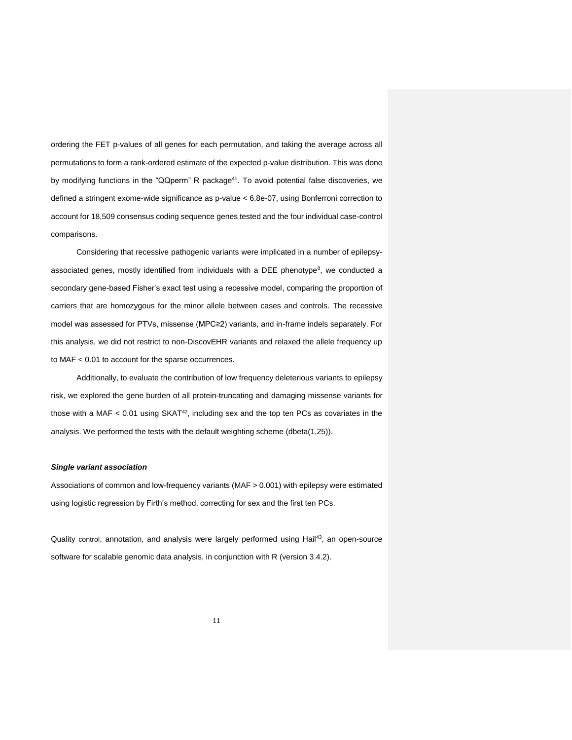ordering the FET p-values of all genes for each permutation, and taking the average across all permutations to form a rank-ordered estimate of the expected p-value distribution. This was done by modifying functions in the "QQperm" R package[41]. To avoid potential false discoveries, we defined a stringent exome-wide significance as p-value < 6.8e-07, using Bonferroni correction to account for 18,509 consensus coding sequence genes tested and the four individual case-control comparisons.

Considering that recessive pathogenic variants were implicated in a number of epilepsy-associated genes, mostly identified from individuals with a DEE phenotype[8], we conducted a secondary gene-based Fisher's exact test using a recessive model, comparing the proportion of carriers that are homozygous for the minor allele between cases and controls. The recessive model was assessed for PTVs, missense (MPC≥2) variants, and in-frame indels separately. For this analysis, we did not restrict to non-DiscovEHR variants and relaxed the allele frequency up to MAF < 0.01 to account for the sparse occurrences.

Additionally, to evaluate the contribution of low frequency deleterious variants to epilepsy risk, we explored the gene burden of all protein-truncating and damaging missense variants for those with a MAF < 0.01 using SKAT[42], including sex and the top ten PCs as covariates in the analysis. We performed the tests with the default weighting scheme (dbeta(1,25)).

### *Single variant association*

Associations of common and low-frequency variants (MAF > 0.001) with epilepsy were estimated using logistic regression by Firth's method, correcting for sex and the first ten PCs.

Quality control, annotation, and analysis were largely performed using Hail[43], an open-source software for scalable genomic data analysis, in conjunction with R (version 3.4.2).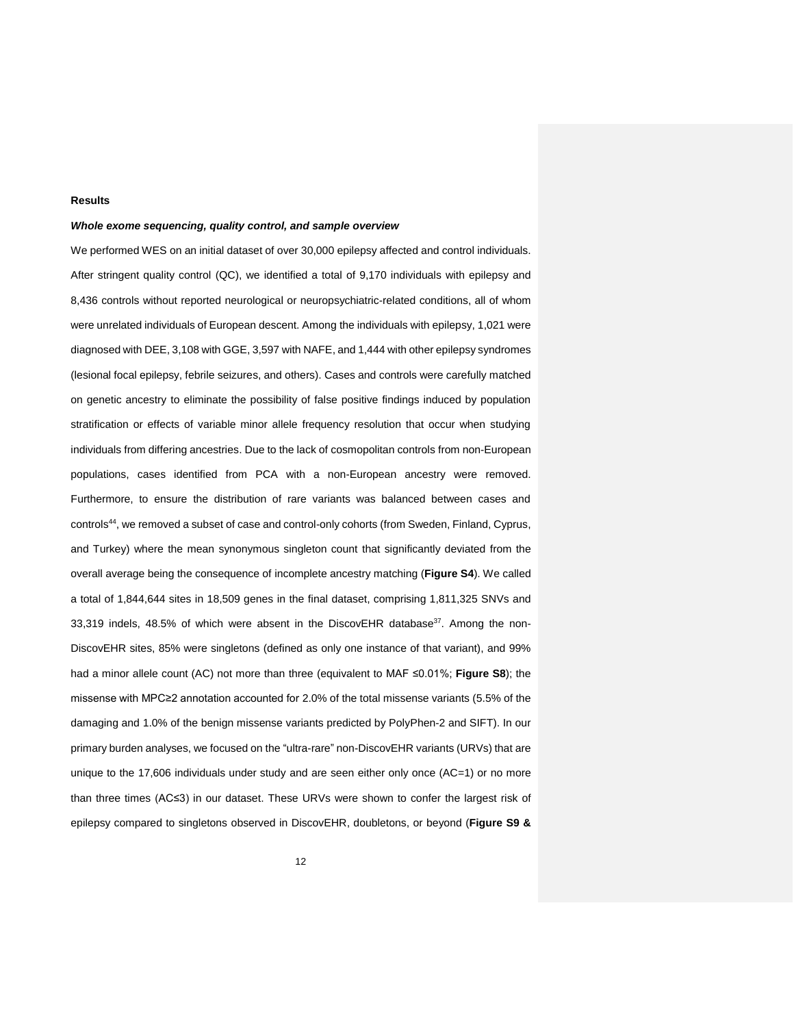## Results

### *Whole exome sequencing, quality control, and sample overview*

We performed WES on an initial dataset of over 30,000 epilepsy affected and control individuals. After stringent quality control (QC), we identified a total of 9,170 individuals with epilepsy and 8,436 controls without reported neurological or neuropsychiatric-related conditions, all of whom were unrelated individuals of European descent. Among the individuals with epilepsy, 1,021 were diagnosed with DEE, 3,108 with GGE, 3,597 with NAFE, and 1,444 with other epilepsy syndromes (lesional focal epilepsy, febrile seizures, and others). Cases and controls were carefully matched on genetic ancestry to eliminate the possibility of false positive findings induced by population stratification or effects of variable minor allele frequency resolution that occur when studying individuals from differing ancestries. Due to the lack of cosmopolitan controls from non-European populations, cases identified from PCA with a non-European ancestry were removed. Furthermore, to ensure the distribution of rare variants was balanced between cases and controls[44], we removed a subset of case and control-only cohorts (from Sweden, Finland, Cyprus, and Turkey) where the mean synonymous singleton count that significantly deviated from the overall average being the consequence of incomplete ancestry matching (**Figure S4**). We called a total of 1,844,644 sites in 18,509 genes in the final dataset, comprising 1,811,325 SNVs and 33,319 indels, 48.5% of which were absent in the DiscovEHR database[37]. Among the non-DiscovEHR sites, 85% were singletons (defined as only one instance of that variant), and 99% had a minor allele count (AC) not more than three (equivalent to MAF ≤0.01%; **Figure S8**); the missense with MPC≥2 annotation accounted for 2.0% of the total missense variants (5.5% of the damaging and 1.0% of the benign missense variants predicted by PolyPhen-2 and SIFT). In our primary burden analyses, we focused on the "ultra-rare" non-DiscovEHR variants (URVs) that are unique to the 17,606 individuals under study and are seen either only once (AC=1) or no more than three times (AC≤3) in our dataset. These URVs were shown to confer the largest risk of epilepsy compared to singletons observed in DiscovEHR, doubletons, or beyond (**Figure S9 &**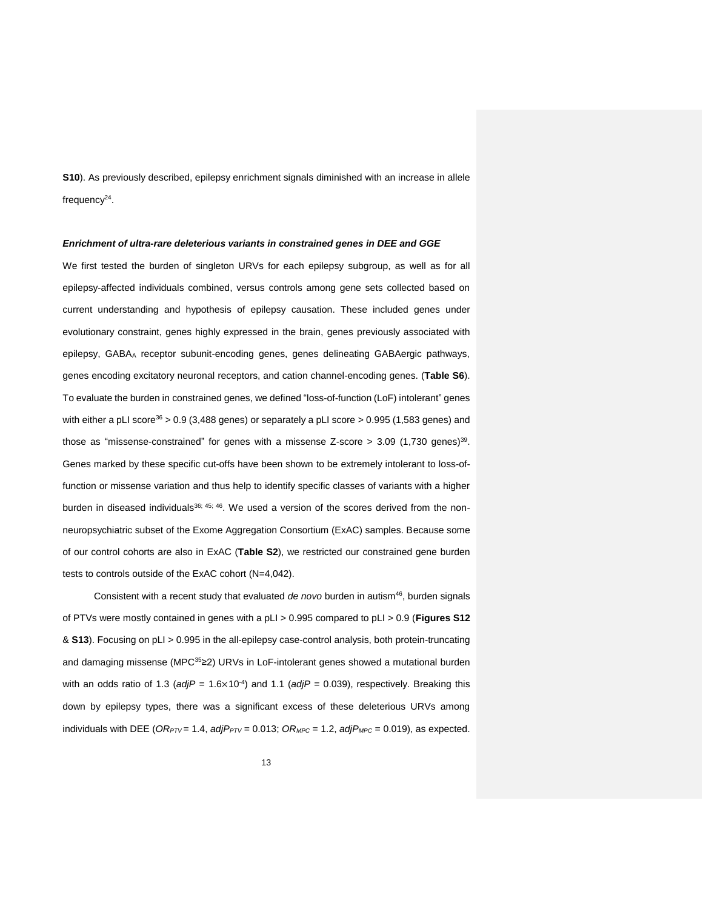**S10**). As previously described, epilepsy enrichment signals diminished with an increase in allele frequency[24].

### *Enrichment of ultra-rare deleterious variants in constrained genes in DEE and GGE*

We first tested the burden of singleton URVs for each epilepsy subgroup, as well as for all epilepsy-affected individuals combined, versus controls among gene sets collected based on current understanding and hypothesis of epilepsy causation. These included genes under evolutionary constraint, genes highly expressed in the brain, genes previously associated with epilepsy, $GABA_A$ receptor subunit-encoding genes, genes delineating GABAergic pathways, genes encoding excitatory neuronal receptors, and cation channel-encoding genes. (**Table S6**). To evaluate the burden in constrained genes, we defined "loss-of-function (LoF) intolerant" genes with either a pLI score[36] > 0.9 (3,488 genes) or separately a pLI score > 0.995 (1,583 genes) and those as "missense-constrained" for genes with a missense Z-score > 3.09 (1,730 genes)[39]. Genes marked by these specific cut-offs have been shown to be extremely intolerant to loss-of-function or missense variation and thus help to identify specific classes of variants with a higher burden in diseased individuals[36; 45; 46]. We used a version of the scores derived from the non-neuropsychiatric subset of the Exome Aggregation Consortium (ExAC) samples. Because some of our control cohorts are also in ExAC (**Table S2**), we restricted our constrained gene burden tests to controls outside of the ExAC cohort (N=4,042).

Consistent with a recent study that evaluated *de novo* burden in autism[46], burden signals of PTVs were mostly contained in genes with a pLI > 0.995 compared to pLI > 0.9 (**Figures S12** & **S13**). Focusing on pLI > 0.995 in the all-epilepsy case-control analysis, both protein-truncating and damaging missense (MPC[35]≥2) URVs in LoF-intolerant genes showed a mutational burden with an odds ratio of 1.3 ($adjP$ = $1.6\times10^{-4}$) and 1.1 ($adjP$ = 0.039), respectively. Breaking this down by epilepsy types, there was a significant excess of these deleterious URVs among individuals with DEE ($OR_{PTV}$ = 1.4, $adjP_{PTV}$ = 0.013; $OR_{MPC}$ = 1.2, $adjP_{MPC}$ = 0.019), as expected.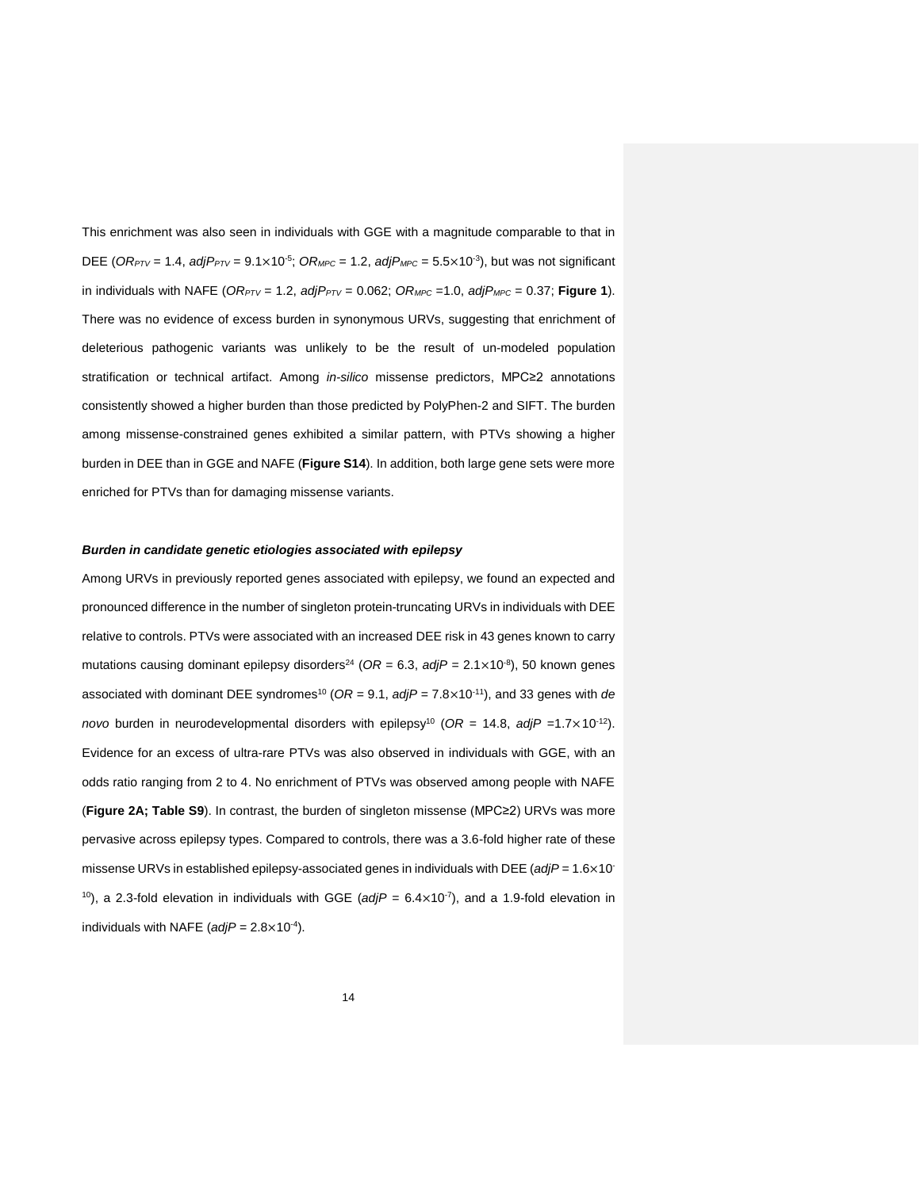This enrichment was also seen in individuals with GGE with a magnitude comparable to that in DEE ($OR_{PTV}$ = 1.4, $adjP_{PTV}$ = $9.1 \times 10^{-5}$; $OR_{MPC}$ = 1.2, $adjP_{MPC}$ = $5.5 \times 10^{-3}$), but was not significant in individuals with NAFE ($OR_{PTV}$ = 1.2, $adjP_{PTV}$ = 0.062; $OR_{MPC}$ =1.0, $adjP_{MPC}$ = 0.37; **Figure 1**). There was no evidence of excess burden in synonymous URVs, suggesting that enrichment of deleterious pathogenic variants was unlikely to be the result of un-modeled population stratification or technical artifact. Among *in-silico* missense predictors, MPC≥2 annotations consistently showed a higher burden than those predicted by PolyPhen-2 and SIFT. The burden among missense-constrained genes exhibited a similar pattern, with PTVs showing a higher burden in DEE than in GGE and NAFE (**Figure S14**). In addition, both large gene sets were more enriched for PTVs than for damaging missense variants.

***Burden in candidate genetic etiologies associated with epilepsy***

Among URVs in previously reported genes associated with epilepsy, we found an expected and pronounced difference in the number of singleton protein-truncating URVs in individuals with DEE relative to controls. PTVs were associated with an increased DEE risk in 43 genes known to carry mutations causing dominant epilepsy disorders[24] (*OR* = 6.3, *adjP* = $2.1 \times 10^{-8}$), 50 known genes associated with dominant DEE syndromes[10] (*OR* = 9.1, *adjP* = $7.8 \times 10^{-11}$), and 33 genes with *de novo* burden in neurodevelopmental disorders with epilepsy[10] (*OR* = 14.8, *adjP* = $1.7 \times 10^{-12}$). Evidence for an excess of ultra-rare PTVs was also observed in individuals with GGE, with an odds ratio ranging from 2 to 4. No enrichment of PTVs was observed among people with NAFE (**Figure 2A; Table S9**). In contrast, the burden of singleton missense (MPC≥2) URVs was more pervasive across epilepsy types. Compared to controls, there was a 3.6-fold higher rate of these missense URVs in established epilepsy-associated genes in individuals with DEE (*adjP* = $1.6 \times 10^{-10}$), a 2.3-fold elevation in individuals with GGE (*adjP* = $6.4 \times 10^{-7}$), and a 1.9-fold elevation in individuals with NAFE (*adjP* = $2.8 \times 10^{-4}$).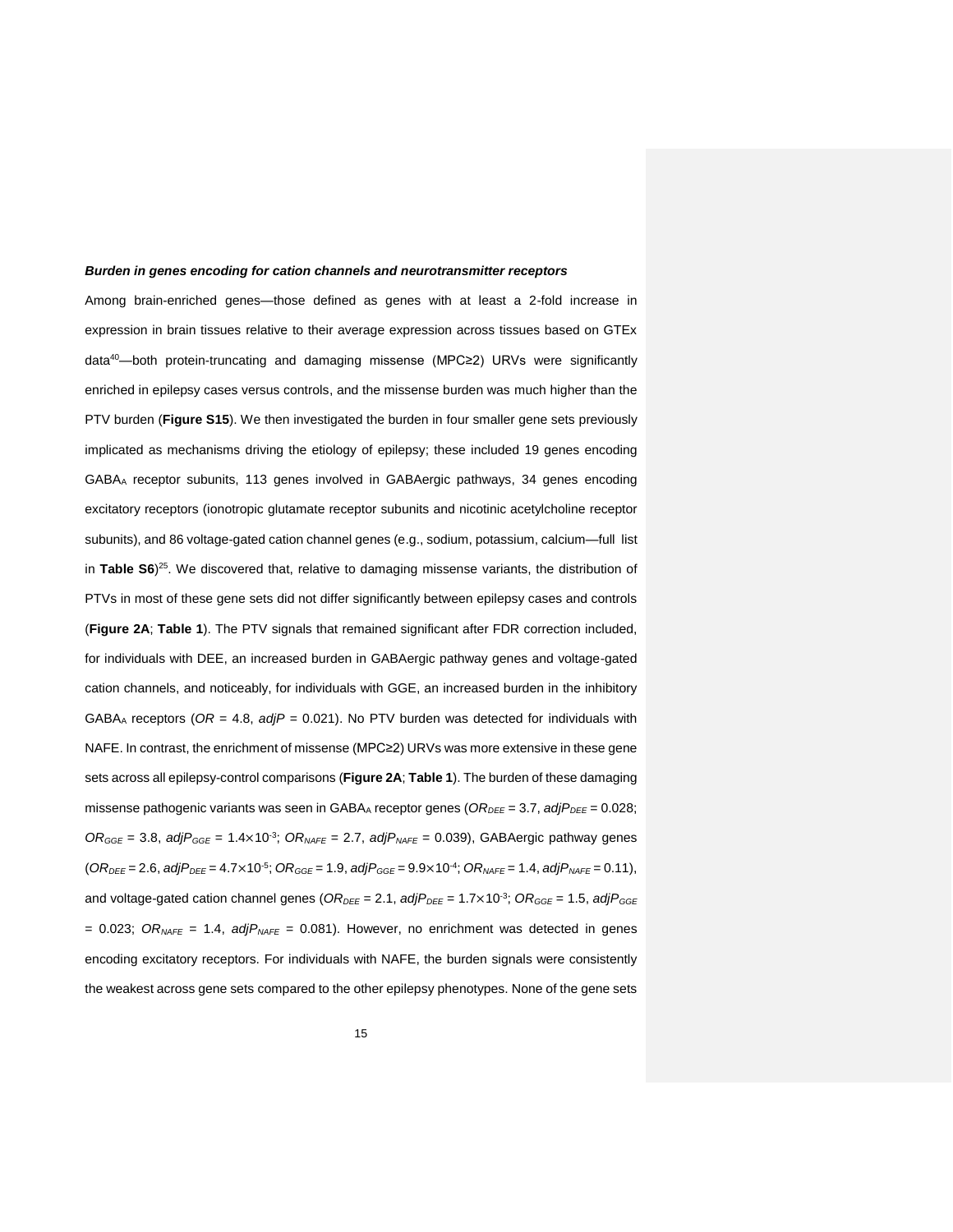***Burden in genes encoding for cation channels and neurotransmitter receptors***

Among brain-enriched genes—those defined as genes with at least a 2-fold increase in expression in brain tissues relative to their average expression across tissues based on GTEx data[40]—both protein-truncating and damaging missense (MPC≥2) URVs were significantly enriched in epilepsy cases versus controls, and the missense burden was much higher than the PTV burden (**Figure S15**). We then investigated the burden in four smaller gene sets previously implicated as mechanisms driving the etiology of epilepsy; these included 19 genes encoding $GABA_A$ receptor subunits, 113 genes involved in GABAergic pathways, 34 genes encoding excitatory receptors (ionotropic glutamate receptor subunits and nicotinic acetylcholine receptor subunits), and 86 voltage-gated cation channel genes (e.g., sodium, potassium, calcium—full list in **Table S6**)[25]. We discovered that, relative to damaging missense variants, the distribution of PTVs in most of these gene sets did not differ significantly between epilepsy cases and controls (**Figure 2A**; **Table 1**). The PTV signals that remained significant after FDR correction included, for individuals with DEE, an increased burden in GABAergic pathway genes and voltage-gated cation channels, and noticeably, for individuals with GGE, an increased burden in the inhibitory $GABA_A$ receptors ($OR$ = 4.8, $adjP$ = 0.021). No PTV burden was detected for individuals with NAFE. In contrast, the enrichment of missense (MPC≥2) URVs was more extensive in these gene sets across all epilepsy-control comparisons (**Figure 2A**; **Table 1**). The burden of these damaging missense pathogenic variants was seen in $GABA_A$ receptor genes ($OR_{DEE}$ = 3.7, $adjP_{DEE}$ = 0.028; $OR_{GGE}$ = 3.8, $adjP_{GGE}$ = $1.4\times10^{-3}$; $OR_{NAFE}$ = 2.7, $adjP_{NAFE}$ = 0.039), GABAergic pathway genes ($OR_{DEE}$ = 2.6, $adjP_{DEE}$ = $4.7\times10^{-5}$; $OR_{GGE}$ = 1.9, $adjP_{GGE}$ = $9.9\times10^{-4}$; $OR_{NAFE}$ = 1.4, $adjP_{NAFE}$ = 0.11), and voltage-gated cation channel genes ($OR_{DEE}$ = 2.1, $adjP_{DEE}$ = $1.7\times10^{-3}$; $OR_{GGE}$ = 1.5, $adjP_{GGE}$ = 0.023; $OR_{NAFE}$ = 1.4, $adjP_{NAFE}$ = 0.081). However, no enrichment was detected in genes encoding excitatory receptors. For individuals with NAFE, the burden signals were consistently the weakest across gene sets compared to the other epilepsy phenotypes. None of the gene sets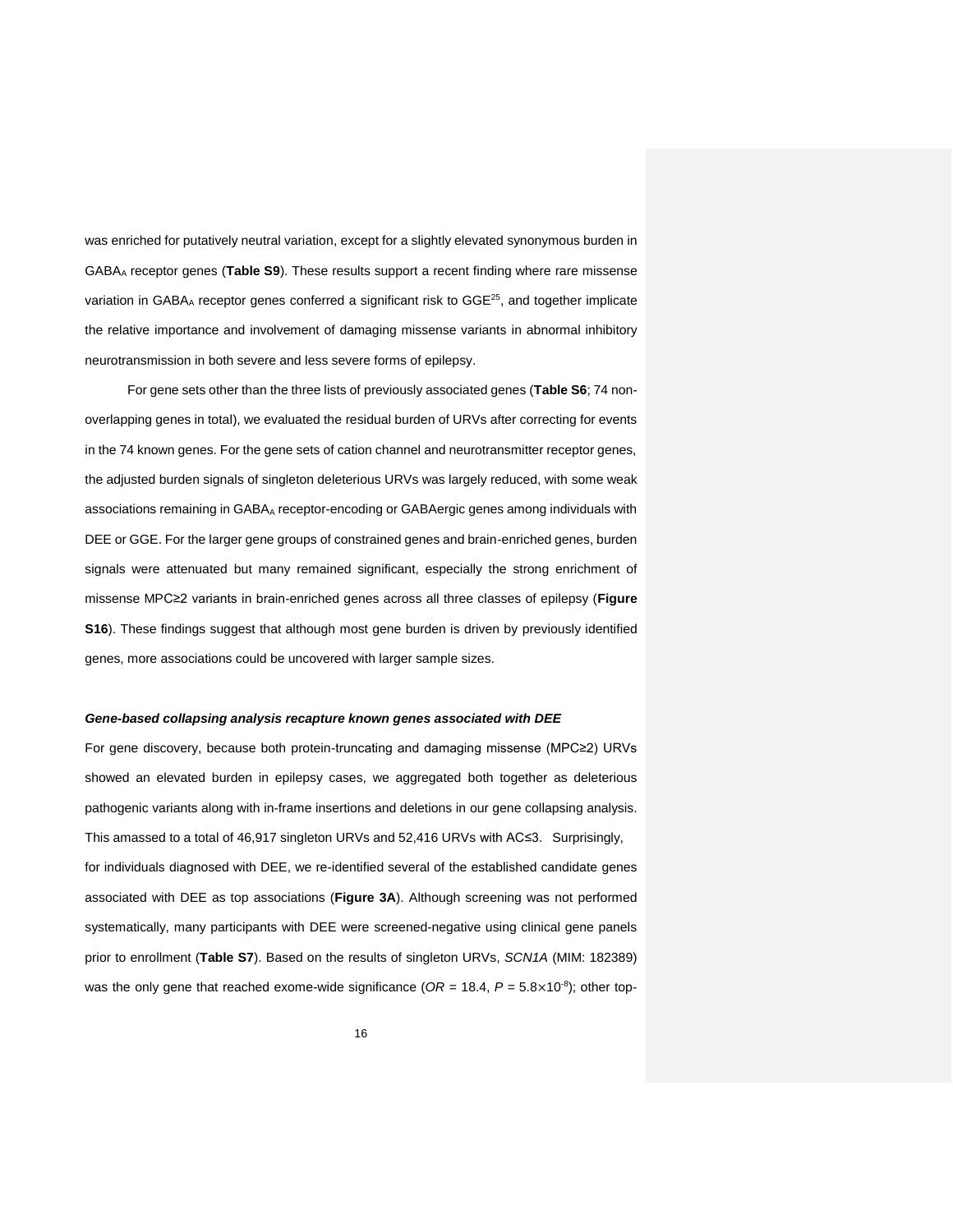was enriched for putatively neutral variation, except for a slightly elevated synonymous burden in $GABA_A$ receptor genes (**Table S9**). These results support a recent finding where rare missense variation in $GABA_A$ receptor genes conferred a significant risk to GGE[25], and together implicate the relative importance and involvement of damaging missense variants in abnormal inhibitory neurotransmission in both severe and less severe forms of epilepsy.

For gene sets other than the three lists of previously associated genes (**Table S6**; 74 non-overlapping genes in total), we evaluated the residual burden of URVs after correcting for events in the 74 known genes. For the gene sets of cation channel and neurotransmitter receptor genes, the adjusted burden signals of singleton deleterious URVs was largely reduced, with some weak associations remaining in $GABA_A$ receptor-encoding or GABAergic genes among individuals with DEE or GGE. For the larger gene groups of constrained genes and brain-enriched genes, burden signals were attenuated but many remained significant, especially the strong enrichment of missense MPC≥2 variants in brain-enriched genes across all three classes of epilepsy (**Figure S16**). These findings suggest that although most gene burden is driven by previously identified genes, more associations could be uncovered with larger sample sizes.

### ***Gene-based collapsing analysis recapture known genes associated with DEE***

For gene discovery, because both protein-truncating and damaging missense (MPC≥2) URVs showed an elevated burden in epilepsy cases, we aggregated both together as deleterious pathogenic variants along with in-frame insertions and deletions in our gene collapsing analysis. This amassed to a total of 46,917 singleton URVs and 52,416 URVs with AC≤3. Surprisingly, for individuals diagnosed with DEE, we re-identified several of the established candidate genes associated with DEE as top associations (**Figure 3A**). Although screening was not performed systematically, many participants with DEE were screened-negative using clinical gene panels prior to enrollment (**Table S7**). Based on the results of singleton URVs, *SCN1A* (MIM: 182389) was the only gene that reached exome-wide significance ($OR$ = 18.4, $P = 5.8{\times}10^{-8}$); other top-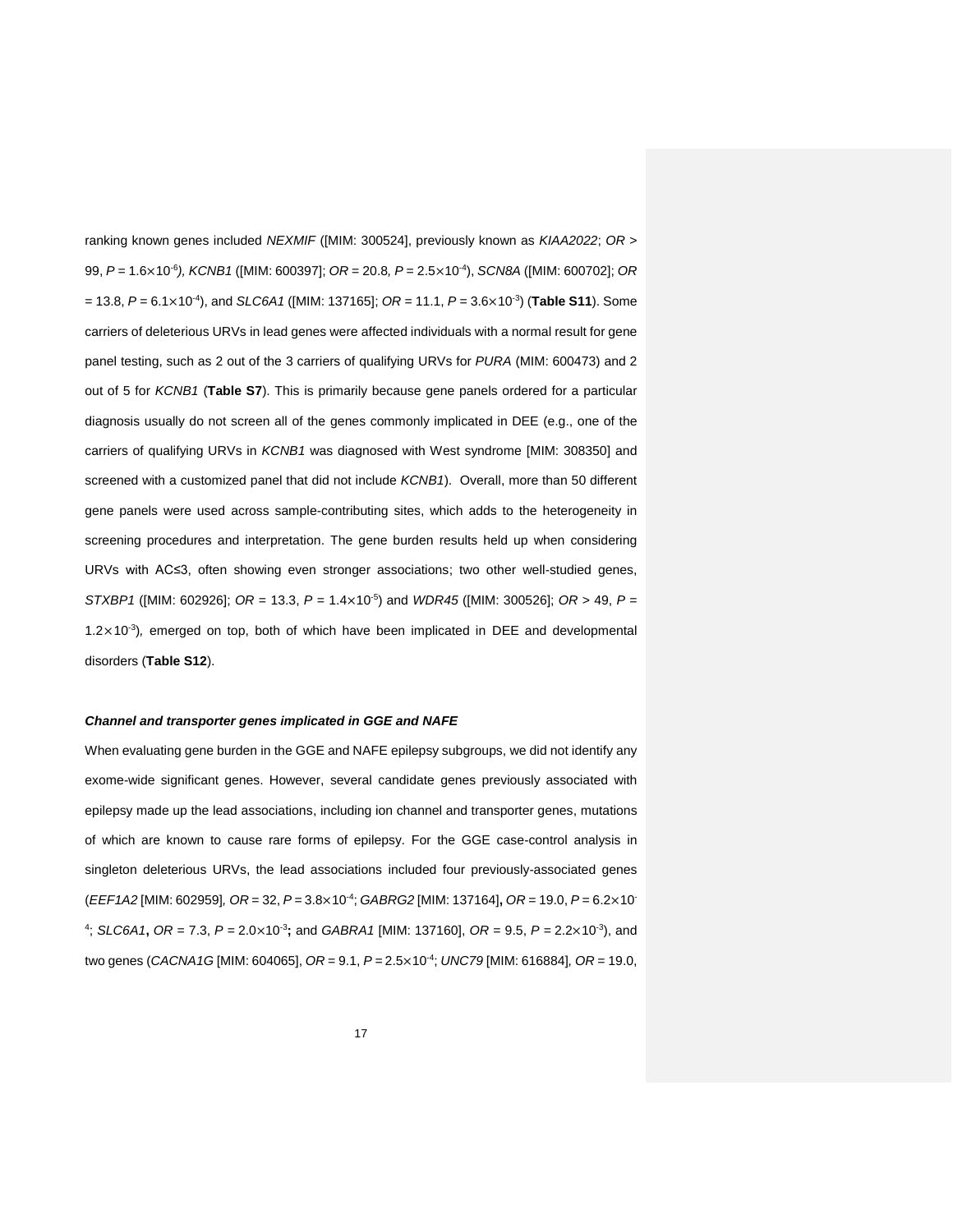ranking known genes included *NEXMIF* ([MIM: 300524], previously known as *KIAA2022*; *OR* > 99, $P = 1.6\times10^{-6}$), *KCNB1* ([MIM: 600397]; *OR* = 20.8, $P = 2.5\times10^{-4}$), *SCN8A* ([MIM: 600702]; *OR* = 13.8, $P = 6.1\times10^{-4}$), and *SLC6A1* ([MIM: 137165]; *OR* = 11.1, $P = 3.6\times10^{-3}$) (**Table S11**). Some carriers of deleterious URVs in lead genes were affected individuals with a normal result for gene panel testing, such as 2 out of the 3 carriers of qualifying URVs for *PURA* (MIM: 600473) and 2 out of 5 for *KCNB1* (**Table S7**). This is primarily because gene panels ordered for a particular diagnosis usually do not screen all of the genes commonly implicated in DEE (e.g., one of the carriers of qualifying URVs in *KCNB1* was diagnosed with West syndrome [MIM: 308350] and screened with a customized panel that did not include *KCNB1*). Overall, more than 50 different gene panels were used across sample-contributing sites, which adds to the heterogeneity in screening procedures and interpretation. The gene burden results held up when considering URVs with AC≤3, often showing even stronger associations; two other well-studied genes, *STXBP1* ([MIM: 602926]; *OR* = 13.3, $P = 1.4\times10^{-5}$) and *WDR45* ([MIM: 300526]; *OR* > 49, $P = 1.2\times10^{-3}$), emerged on top, both of which have been implicated in DEE and developmental disorders (**Table S12**).

***Channel and transporter genes implicated in GGE and NAFE***

When evaluating gene burden in the GGE and NAFE epilepsy subgroups, we did not identify any exome-wide significant genes. However, several candidate genes previously associated with epilepsy made up the lead associations, including ion channel and transporter genes, mutations of which are known to cause rare forms of epilepsy. For the GGE case-control analysis in singleton deleterious URVs, the lead associations included four previously-associated genes (*EEF1A2* [MIM: 602959], *OR* = 32, $P = 3.8\times10^{-4}$; *GABRG2* [MIM: 137164], *OR* = 19.0, $P = 6.2\times10^{-4}$; *SLC6A1*, *OR* = 7.3, $P = 2.0\times10^{-3}$; and *GABRA1* [MIM: 137160], *OR* = 9.5, $P = 2.2\times10^{-3}$), and two genes (*CACNA1G* [MIM: 604065], *OR* = 9.1, $P = 2.5\times10^{-4}$; *UNC79* [MIM: 616884], *OR* = 19.0,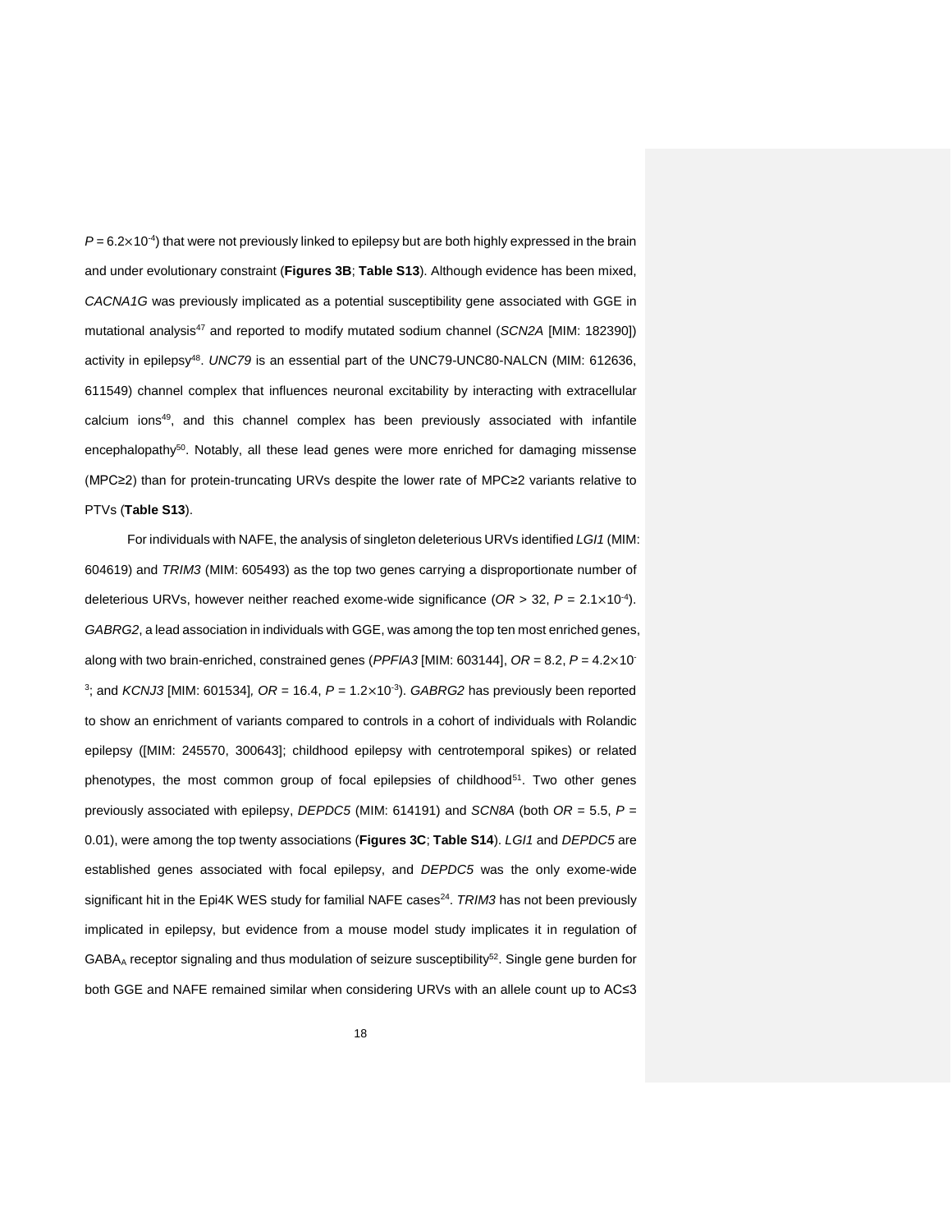$P = 6.2\times10^{-4}$) that were not previously linked to epilepsy but are both highly expressed in the brain and under evolutionary constraint (**Figures 3B**; **Table S13**). Although evidence has been mixed, *CACNA1G* was previously implicated as a potential susceptibility gene associated with GGE in mutational analysis[47] and reported to modify mutated sodium channel (*SCN2A* [MIM: 182390]) activity in epilepsy[48]. *UNC79* is an essential part of the UNC79-UNC80-NALCN (MIM: 612636, 611549) channel complex that influences neuronal excitability by interacting with extracellular calcium ions[49], and this channel complex has been previously associated with infantile encephalopathy[50]. Notably, all these lead genes were more enriched for damaging missense (MPC≥2) than for protein-truncating URVs despite the lower rate of MPC≥2 variants relative to PTVs (**Table S13**).

For individuals with NAFE, the analysis of singleton deleterious URVs identified *LGI1* (MIM: 604619) and *TRIM3* (MIM: 605493) as the top two genes carrying a disproportionate number of deleterious URVs, however neither reached exome-wide significance ($OR$ > 32, $P = 2.1\times10^{-4}$). *GABRG2*, a lead association in individuals with GGE, was among the top ten most enriched genes, along with two brain-enriched, constrained genes (*PPFIA3* [MIM: 603144], $OR$ = 8.2, $P = 4.2\times10^{-3}$; and *KCNJ3* [MIM: 601534], $OR$ = 16.4, $P = 1.2\times10^{-3}$). *GABRG2* has previously been reported to show an enrichment of variants compared to controls in a cohort of individuals with Rolandic epilepsy ([MIM: 245570, 300643]; childhood epilepsy with centrotemporal spikes) or related phenotypes, the most common group of focal epilepsies of childhood[51]. Two other genes previously associated with epilepsy, *DEPDC5* (MIM: 614191) and *SCN8A* (both $OR$ = 5.5, $P$ = 0.01), were among the top twenty associations (**Figures 3C**; **Table S14**). *LGI1* and *DEPDC5* are established genes associated with focal epilepsy, and *DEPDC5* was the only exome-wide significant hit in the Epi4K WES study for familial NAFE cases[24]. *TRIM3* has not been previously implicated in epilepsy, but evidence from a mouse model study implicates it in regulation of $GABA_A$ receptor signaling and thus modulation of seizure susceptibility[52]. Single gene burden for both GGE and NAFE remained similar when considering URVs with an allele count up to AC≤3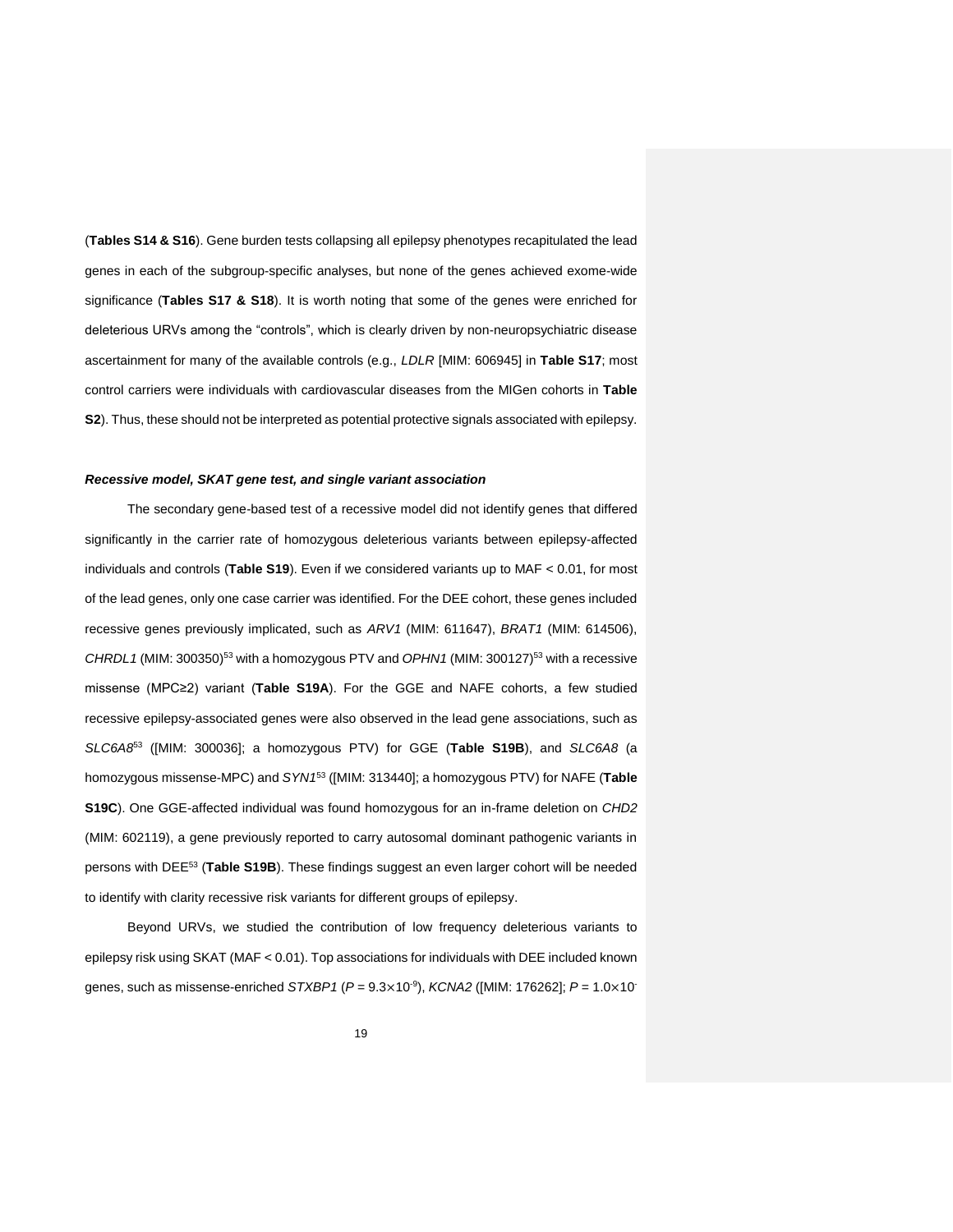(**Tables S14 & S16**). Gene burden tests collapsing all epilepsy phenotypes recapitulated the lead genes in each of the subgroup-specific analyses, but none of the genes achieved exome-wide significance (**Tables S17 & S18**). It is worth noting that some of the genes were enriched for deleterious URVs among the "controls", which is clearly driven by non-neuropsychiatric disease ascertainment for many of the available controls (e.g., *LDLR* [MIM: 606945] in **Table S17**; most control carriers were individuals with cardiovascular diseases from the MIGen cohorts in **Table S2**). Thus, these should not be interpreted as potential protective signals associated with epilepsy.

***Recessive model, SKAT gene test, and single variant association***

The secondary gene-based test of a recessive model did not identify genes that differed significantly in the carrier rate of homozygous deleterious variants between epilepsy-affected individuals and controls (**Table S19**). Even if we considered variants up to MAF < 0.01, for most of the lead genes, only one case carrier was identified. For the DEE cohort, these genes included recessive genes previously implicated, such as *ARV1* (MIM: 611647), *BRAT1* (MIM: 614506), *CHRDL1* (MIM: 300350)[53] with a homozygous PTV and *OPHN1* (MIM: 300127)[53] with a recessive missense (MPC≥2) variant (**Table S19A**). For the GGE and NAFE cohorts, a few studied recessive epilepsy-associated genes were also observed in the lead gene associations, such as *SLC6A8*[53] ([MIM: 300036]; a homozygous PTV) for GGE (**Table S19B**), and *SLC6A8* (a homozygous missense-MPC) and *SYN1*[53] ([MIM: 313440]; a homozygous PTV) for NAFE (**Table S19C**). One GGE-affected individual was found homozygous for an in-frame deletion on *CHD2* (MIM: 602119), a gene previously reported to carry autosomal dominant pathogenic variants in persons with DEE[53] (**Table S19B**). These findings suggest an even larger cohort will be needed to identify with clarity recessive risk variants for different groups of epilepsy.

Beyond URVs, we studied the contribution of low frequency deleterious variants to epilepsy risk using SKAT (MAF < 0.01). Top associations for individuals with DEE included known genes, such as missense-enriched *STXBP1* ($P = 9.3\times10^{-9}$), *KCNA2* ([MIM: 176262]; $P = 1.0\times10^{-}$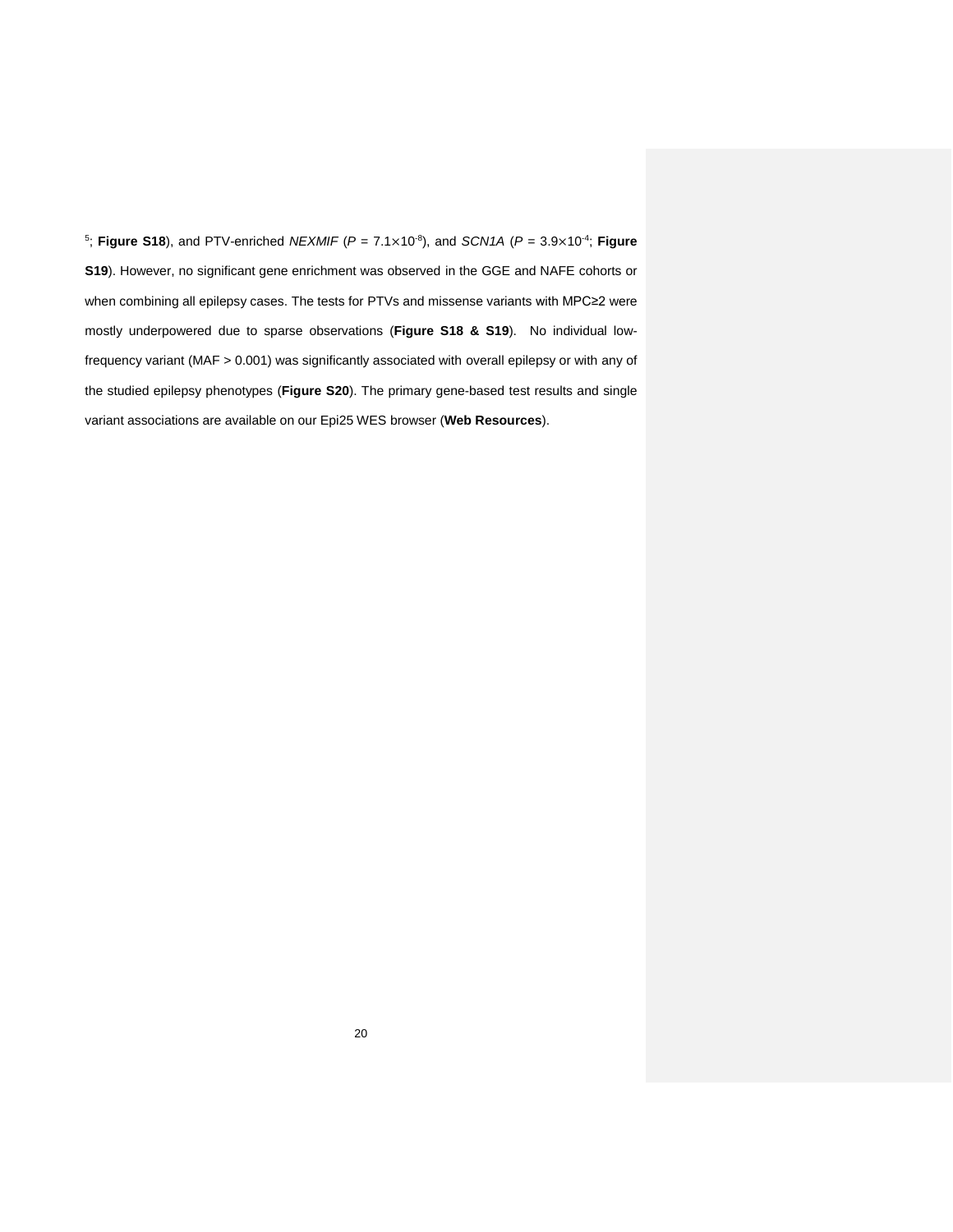$^{5}$; **Figure S18**), and PTV-enriched *NEXMIF* ($P$ = 7.1×10$^{-8}$), and *SCN1A* ($P$ = 3.9×10$^{-4}$; **Figure S19**). However, no significant gene enrichment was observed in the GGE and NAFE cohorts or when combining all epilepsy cases. The tests for PTVs and missense variants with MPC≥2 were mostly underpowered due to sparse observations (**Figure S18 & S19**). No individual low-frequency variant (MAF > 0.001) was significantly associated with overall epilepsy or with any of the studied epilepsy phenotypes (**Figure S20**). The primary gene-based test results and single variant associations are available on our Epi25 WES browser (**Web Resources**).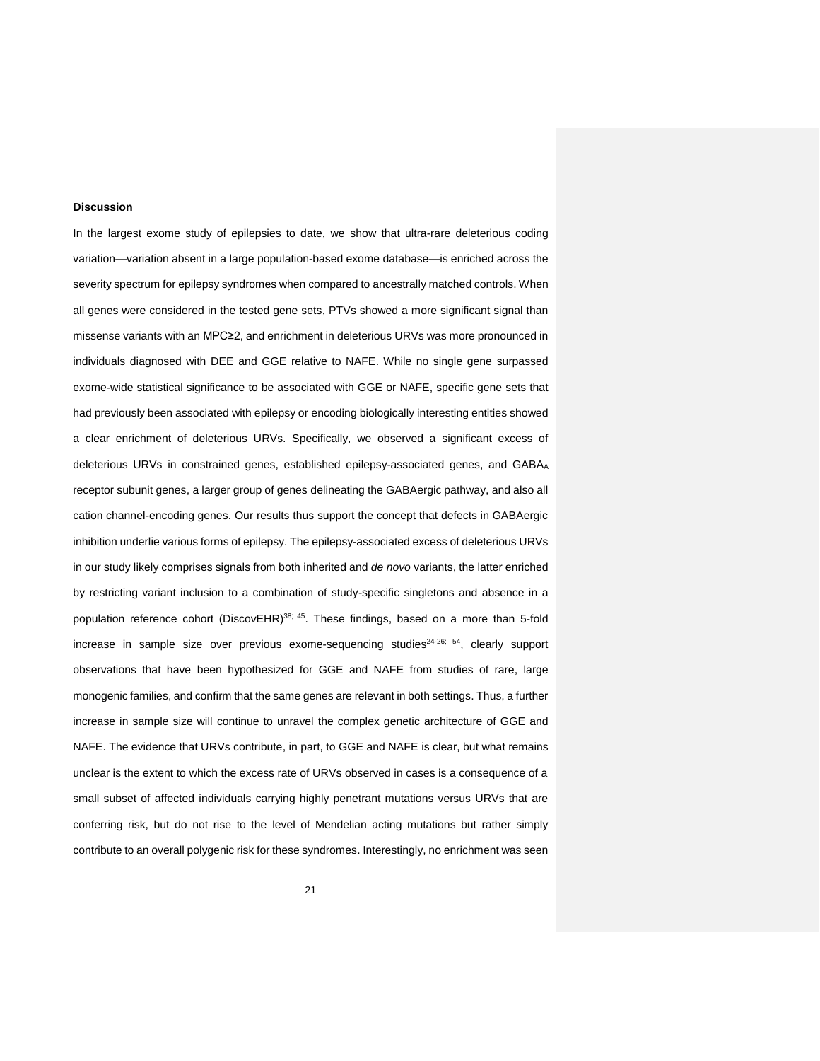**Discussion**

In the largest exome study of epilepsies to date, we show that ultra-rare deleterious coding variation—variation absent in a large population-based exome database—is enriched across the severity spectrum for epilepsy syndromes when compared to ancestrally matched controls. When all genes were considered in the tested gene sets, PTVs showed a more significant signal than missense variants with an MPC≥2, and enrichment in deleterious URVs was more pronounced in individuals diagnosed with DEE and GGE relative to NAFE. While no single gene surpassed exome-wide statistical significance to be associated with GGE or NAFE, specific gene sets that had previously been associated with epilepsy or encoding biologically interesting entities showed a clear enrichment of deleterious URVs. Specifically, we observed a significant excess of deleterious URVs in constrained genes, established epilepsy-associated genes, and $GABA_A$ receptor subunit genes, a larger group of genes delineating the GABAergic pathway, and also all cation channel-encoding genes. Our results thus support the concept that defects in GABAergic inhibition underlie various forms of epilepsy. The epilepsy-associated excess of deleterious URVs in our study likely comprises signals from both inherited and *de novo* variants, the latter enriched by restricting variant inclusion to a combination of study-specific singletons and absence in a population reference cohort (DiscovEHR)[38; 45]. These findings, based on a more than 5-fold increase in sample size over previous exome-sequencing studies[24-26; 54], clearly support observations that have been hypothesized for GGE and NAFE from studies of rare, large monogenic families, and confirm that the same genes are relevant in both settings. Thus, a further increase in sample size will continue to unravel the complex genetic architecture of GGE and NAFE. The evidence that URVs contribute, in part, to GGE and NAFE is clear, but what remains unclear is the extent to which the excess rate of URVs observed in cases is a consequence of a small subset of affected individuals carrying highly penetrant mutations versus URVs that are conferring risk, but do not rise to the level of Mendelian acting mutations but rather simply contribute to an overall polygenic risk for these syndromes. Interestingly, no enrichment was seen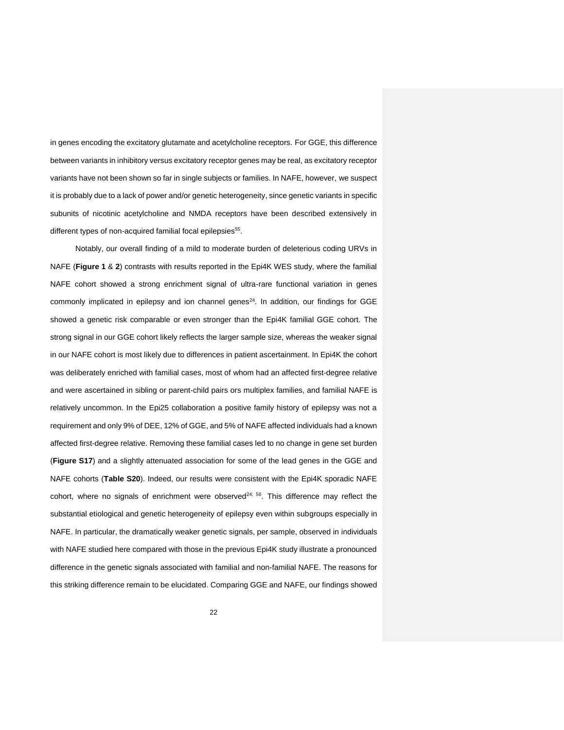in genes encoding the excitatory glutamate and acetylcholine receptors. For GGE, this difference between variants in inhibitory versus excitatory receptor genes may be real, as excitatory receptor variants have not been shown so far in single subjects or families. In NAFE, however, we suspect it is probably due to a lack of power and/or genetic heterogeneity, since genetic variants in specific subunits of nicotinic acetylcholine and NMDA receptors have been described extensively in different types of non-acquired familial focal epilepsies[55].

Notably, our overall finding of a mild to moderate burden of deleterious coding URVs in NAFE (**Figure 1** & **2**) contrasts with results reported in the Epi4K WES study, where the familial NAFE cohort showed a strong enrichment signal of ultra-rare functional variation in genes commonly implicated in epilepsy and ion channel genes[24]. In addition, our findings for GGE showed a genetic risk comparable or even stronger than the Epi4K familial GGE cohort. The strong signal in our GGE cohort likely reflects the larger sample size, whereas the weaker signal in our NAFE cohort is most likely due to differences in patient ascertainment. In Epi4K the cohort was deliberately enriched with familial cases, most of whom had an affected first-degree relative and were ascertained in sibling or parent-child pairs ors multiplex families, and familial NAFE is relatively uncommon. In the Epi25 collaboration a positive family history of epilepsy was not a requirement and only 9% of DEE, 12% of GGE, and 5% of NAFE affected individuals had a known affected first-degree relative. Removing these familial cases led to no change in gene set burden (**Figure S17**) and a slightly attenuated association for some of the lead genes in the GGE and NAFE cohorts (**Table S20**). Indeed, our results were consistent with the Epi4K sporadic NAFE cohort, where no signals of enrichment were observed[24; 56]. This difference may reflect the substantial etiological and genetic heterogeneity of epilepsy even within subgroups especially in NAFE. In particular, the dramatically weaker genetic signals, per sample, observed in individuals with NAFE studied here compared with those in the previous Epi4K study illustrate a pronounced difference in the genetic signals associated with familial and non-familial NAFE. The reasons for this striking difference remain to be elucidated. Comparing GGE and NAFE, our findings showed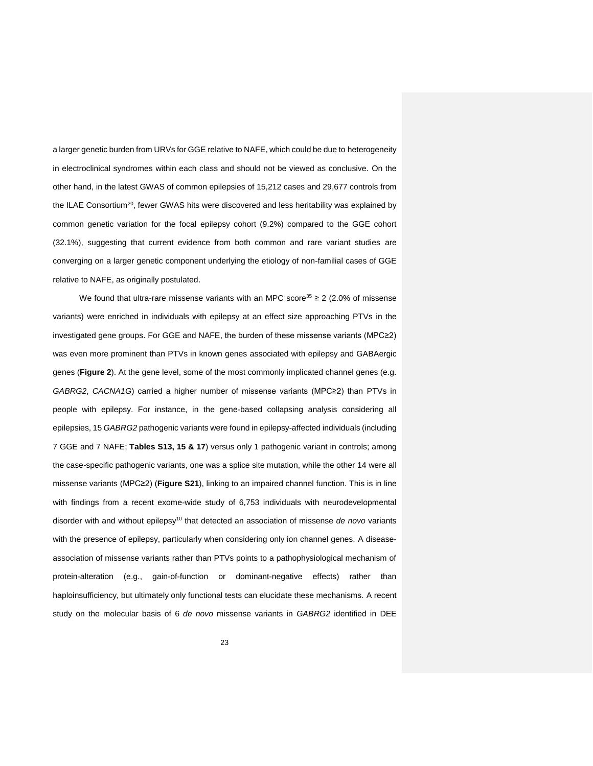a larger genetic burden from URVs for GGE relative to NAFE, which could be due to heterogeneity in electroclinical syndromes within each class and should not be viewed as conclusive. On the other hand, in the latest GWAS of common epilepsies of 15,212 cases and 29,677 controls from the ILAE Consortium[20], fewer GWAS hits were discovered and less heritability was explained by common genetic variation for the focal epilepsy cohort (9.2%) compared to the GGE cohort (32.1%), suggesting that current evidence from both common and rare variant studies are converging on a larger genetic component underlying the etiology of non-familial cases of GGE relative to NAFE, as originally postulated.

We found that ultra-rare missense variants with an MPC score[35] ≥ 2 (2.0% of missense variants) were enriched in individuals with epilepsy at an effect size approaching PTVs in the investigated gene groups. For GGE and NAFE, the burden of these missense variants (MPC≥2) was even more prominent than PTVs in known genes associated with epilepsy and GABAergic genes (**Figure 2**). At the gene level, some of the most commonly implicated channel genes (e.g. *GABRG2*, *CACNA1G*) carried a higher number of missense variants (MPC≥2) than PTVs in people with epilepsy. For instance, in the gene-based collapsing analysis considering all epilepsies, 15 *GABRG2* pathogenic variants were found in epilepsy-affected individuals (including 7 GGE and 7 NAFE; **Tables S13, 15 & 17**) versus only 1 pathogenic variant in controls; among the case-specific pathogenic variants, one was a splice site mutation, while the other 14 were all missense variants (MPC≥2) (**Figure S21**), linking to an impaired channel function. This is in line with findings from a recent exome-wide study of 6,753 individuals with neurodevelopmental disorder with and without epilepsy[10] that detected an association of missense *de novo* variants with the presence of epilepsy, particularly when considering only ion channel genes. A disease-association of missense variants rather than PTVs points to a pathophysiological mechanism of protein-alteration (e.g., gain-of-function or dominant-negative effects) rather than haploinsufficiency, but ultimately only functional tests can elucidate these mechanisms. A recent study on the molecular basis of 6 *de novo* missense variants in *GABRG2* identified in DEE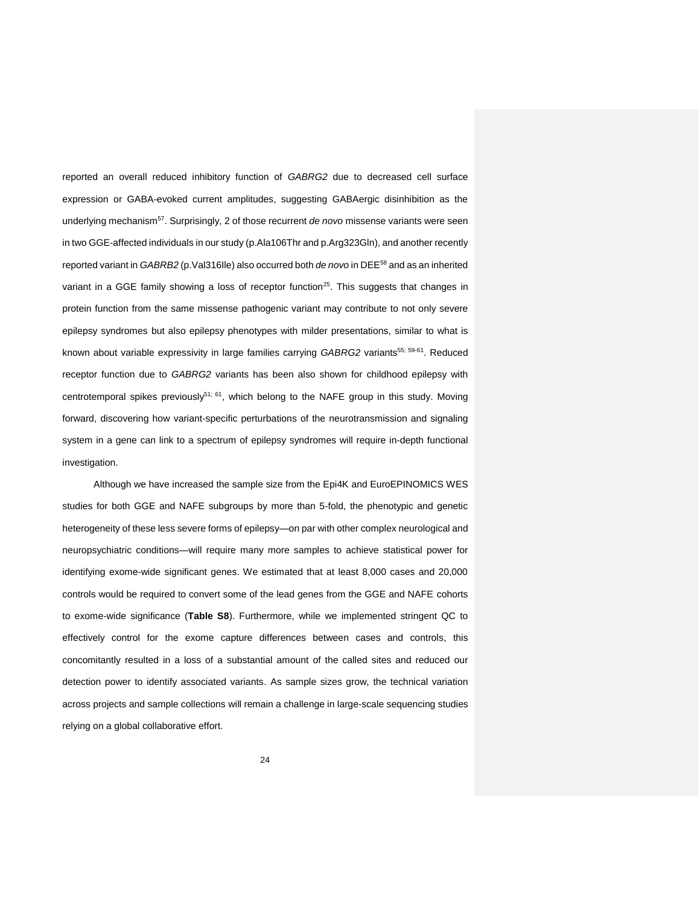reported an overall reduced inhibitory function of *GABRG2* due to decreased cell surface expression or GABA-evoked current amplitudes, suggesting GABAergic disinhibition as the underlying mechanism[57]. Surprisingly, 2 of those recurrent *de novo* missense variants were seen in two GGE-affected individuals in our study (p.Ala106Thr and p.Arg323Gln), and another recently reported variant in *GABRB2* (p.Val316Ile) also occurred both *de novo* in DEE[58] and as an inherited variant in a GGE family showing a loss of receptor function[25]. This suggests that changes in protein function from the same missense pathogenic variant may contribute to not only severe epilepsy syndromes but also epilepsy phenotypes with milder presentations, similar to what is known about variable expressivity in large families carrying *GABRG2* variants[55; 59-61]. Reduced receptor function due to *GABRG2* variants has been also shown for childhood epilepsy with centrotemporal spikes previously[51; 61], which belong to the NAFE group in this study. Moving forward, discovering how variant-specific perturbations of the neurotransmission and signaling system in a gene can link to a spectrum of epilepsy syndromes will require in-depth functional investigation.

Although we have increased the sample size from the Epi4K and EuroEPINOMICS WES studies for both GGE and NAFE subgroups by more than 5-fold, the phenotypic and genetic heterogeneity of these less severe forms of epilepsy—on par with other complex neurological and neuropsychiatric conditions—will require many more samples to achieve statistical power for identifying exome-wide significant genes. We estimated that at least 8,000 cases and 20,000 controls would be required to convert some of the lead genes from the GGE and NAFE cohorts to exome-wide significance (**Table S8**). Furthermore, while we implemented stringent QC to effectively control for the exome capture differences between cases and controls, this concomitantly resulted in a loss of a substantial amount of the called sites and reduced our detection power to identify associated variants. As sample sizes grow, the technical variation across projects and sample collections will remain a challenge in large-scale sequencing studies relying on a global collaborative effort.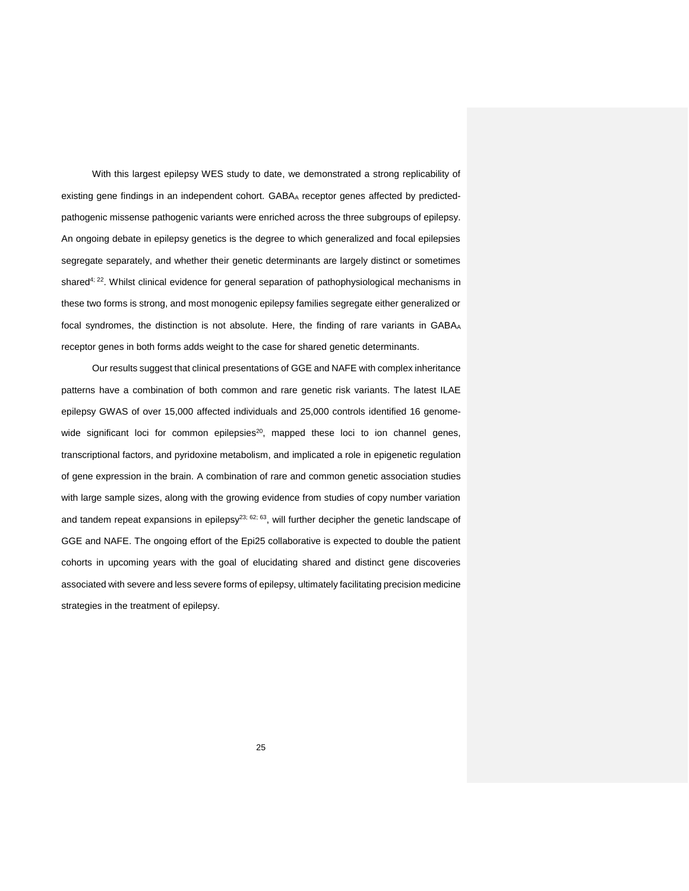With this largest epilepsy WES study to date, we demonstrated a strong replicability of existing gene findings in an independent cohort. $GABA_A$ receptor genes affected by predicted-pathogenic missense pathogenic variants were enriched across the three subgroups of epilepsy. An ongoing debate in epilepsy genetics is the degree to which generalized and focal epilepsies segregate separately, and whether their genetic determinants are largely distinct or sometimes shared[4; 22]. Whilst clinical evidence for general separation of pathophysiological mechanisms in these two forms is strong, and most monogenic epilepsy families segregate either generalized or focal syndromes, the distinction is not absolute. Here, the finding of rare variants in $GABA_A$ receptor genes in both forms adds weight to the case for shared genetic determinants.

Our results suggest that clinical presentations of GGE and NAFE with complex inheritance patterns have a combination of both common and rare genetic risk variants. The latest ILAE epilepsy GWAS of over 15,000 affected individuals and 25,000 controls identified 16 genome-wide significant loci for common epilepsies[20], mapped these loci to ion channel genes, transcriptional factors, and pyridoxine metabolism, and implicated a role in epigenetic regulation of gene expression in the brain. A combination of rare and common genetic association studies with large sample sizes, along with the growing evidence from studies of copy number variation and tandem repeat expansions in epilepsy[23; 62; 63], will further decipher the genetic landscape of GGE and NAFE. The ongoing effort of the Epi25 collaborative is expected to double the patient cohorts in upcoming years with the goal of elucidating shared and distinct gene discoveries associated with severe and less severe forms of epilepsy, ultimately facilitating precision medicine strategies in the treatment of epilepsy.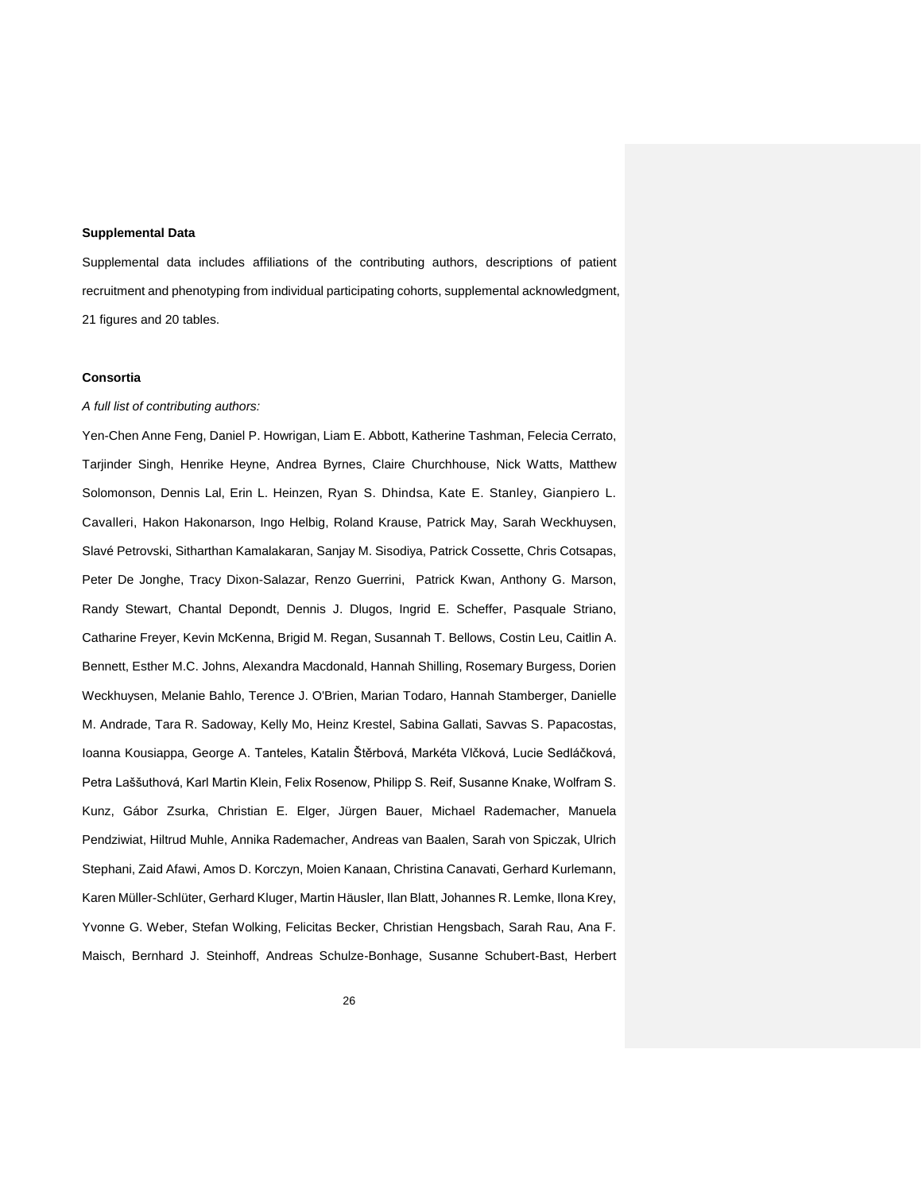**Supplemental Data**

Supplemental data includes affiliations of the contributing authors, descriptions of patient recruitment and phenotyping from individual participating cohorts, supplemental acknowledgment, 21 figures and 20 tables.

**Consortia**

*A full list of contributing authors:*

Yen-Chen Anne Feng, Daniel P. Howrigan, Liam E. Abbott, Katherine Tashman, Felecia Cerrato, Tarjinder Singh, Henrike Heyne, Andrea Byrnes, Claire Churchhouse, Nick Watts, Matthew Solomonson, Dennis Lal, Erin L. Heinzen, Ryan S. Dhindsa, Kate E. Stanley, Gianpiero L. Cavalleri, Hakon Hakonarson, Ingo Helbig, Roland Krause, Patrick May, Sarah Weckhuysen, Slavé Petrovski, Sitharthan Kamalakaran, Sanjay M. Sisodiya, Patrick Cossette, Chris Cotsapas, Peter De Jonghe, Tracy Dixon-Salazar, Renzo Guerrini, Patrick Kwan, Anthony G. Marson, Randy Stewart, Chantal Depondt, Dennis J. Dlugos, Ingrid E. Scheffer, Pasquale Striano, Catharine Freyer, Kevin McKenna, Brigid M. Regan, Susannah T. Bellows, Costin Leu, Caitlin A. Bennett, Esther M.C. Johns, Alexandra Macdonald, Hannah Shilling, Rosemary Burgess, Dorien Weckhuysen, Melanie Bahlo, Terence J. O'Brien, Marian Todaro, Hannah Stamberger, Danielle M. Andrade, Tara R. Sadoway, Kelly Mo, Heinz Krestel, Sabina Gallati, Savvas S. Papacostas, Ioanna Kousiappa, George A. Tanteles, Katalin Štěrbová, Markéta Vlčková, Lucie Sedláčková, Petra Laššuthová, Karl Martin Klein, Felix Rosenow, Philipp S. Reif, Susanne Knake, Wolfram S. Kunz, Gábor Zsurka, Christian E. Elger, Jürgen Bauer, Michael Rademacher, Manuela Pendziwiat, Hiltrud Muhle, Annika Rademacher, Andreas van Baalen, Sarah von Spiczak, Ulrich Stephani, Zaid Afawi, Amos D. Korczyn, Moien Kanaan, Christina Canavati, Gerhard Kurlemann, Karen Müller-Schlüter, Gerhard Kluger, Martin Häusler, Ilan Blatt, Johannes R. Lemke, Ilona Krey, Yvonne G. Weber, Stefan Wolking, Felicitas Becker, Christian Hengsbach, Sarah Rau, Ana F. Maisch, Bernhard J. Steinhoff, Andreas Schulze-Bonhage, Susanne Schubert-Bast, Herbert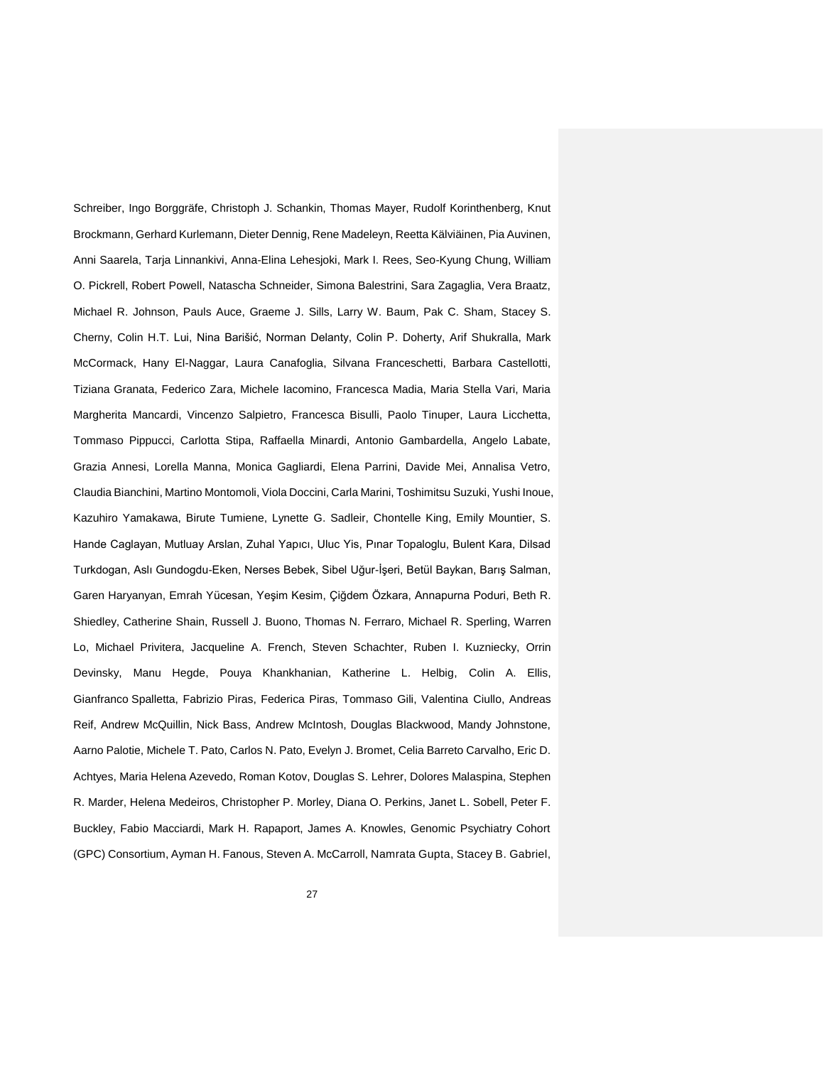Schreiber, Ingo Borggräfe, Christoph J. Schankin, Thomas Mayer, Rudolf Korinthenberg, Knut Brockmann, Gerhard Kurlemann, Dieter Dennig, Rene Madeleyn, Reetta Kälviäinen, Pia Auvinen, Anni Saarela, Tarja Linnankivi, Anna-Elina Lehesjoki, Mark I. Rees, Seo-Kyung Chung, William O. Pickrell, Robert Powell, Natascha Schneider, Simona Balestrini, Sara Zagaglia, Vera Braatz, Michael R. Johnson, Pauls Auce, Graeme J. Sills, Larry W. Baum, Pak C. Sham, Stacey S. Cherny, Colin H.T. Lui, Nina Barišić, Norman Delanty, Colin P. Doherty, Arif Shukralla, Mark McCormack, Hany El-Naggar, Laura Canafoglia, Silvana Franceschetti, Barbara Castellotti, Tiziana Granata, Federico Zara, Michele Iacomino, Francesca Madia, Maria Stella Vari, Maria Margherita Mancardi, Vincenzo Salpietro, Francesca Bisulli, Paolo Tinuper, Laura Licchetta, Tommaso Pippucci, Carlotta Stipa, Raffaella Minardi, Antonio Gambardella, Angelo Labate, Grazia Annesi, Lorella Manna, Monica Gagliardi, Elena Parrini, Davide Mei, Annalisa Vetro, Claudia Bianchini, Martino Montomoli, Viola Doccini, Carla Marini, Toshimitsu Suzuki, Yushi Inoue, Kazuhiro Yamakawa, Birute Tumiene, Lynette G. Sadleir, Chontelle King, Emily Mountier, S. Hande Caglayan, Mutluay Arslan, Zuhal Yapıcı, Uluc Yis, Pınar Topaloglu, Bulent Kara, Dilsad Turkdogan, Aslı Gundogdu-Eken, Nerses Bebek, Sibel Uğur-İşeri, Betül Baykan, Barış Salman, Garen Haryanyan, Emrah Yücesan, Yeşim Kesim, Çiğdem Özkara, Annapurna Poduri, Beth R. Shiedley, Catherine Shain, Russell J. Buono, Thomas N. Ferraro, Michael R. Sperling, Warren Lo, Michael Privitera, Jacqueline A. French, Steven Schachter, Ruben I. Kuzniecky, Orrin Devinsky, Manu Hegde, Pouya Khankhanian, Katherine L. Helbig, Colin A. Ellis, Gianfranco Spalletta, Fabrizio Piras, Federica Piras, Tommaso Gili, Valentina Ciullo, Andreas Reif, Andrew McQuillin, Nick Bass, Andrew McIntosh, Douglas Blackwood, Mandy Johnstone, Aarno Palotie, Michele T. Pato, Carlos N. Pato, Evelyn J. Bromet, Celia Barreto Carvalho, Eric D. Achtyes, Maria Helena Azevedo, Roman Kotov, Douglas S. Lehrer, Dolores Malaspina, Stephen R. Marder, Helena Medeiros, Christopher P. Morley, Diana O. Perkins, Janet L. Sobell, Peter F. Buckley, Fabio Macciardi, Mark H. Rapaport, James A. Knowles, Genomic Psychiatry Cohort (GPC) Consortium, Ayman H. Fanous, Steven A. McCarroll, Namrata Gupta, Stacey B. Gabriel,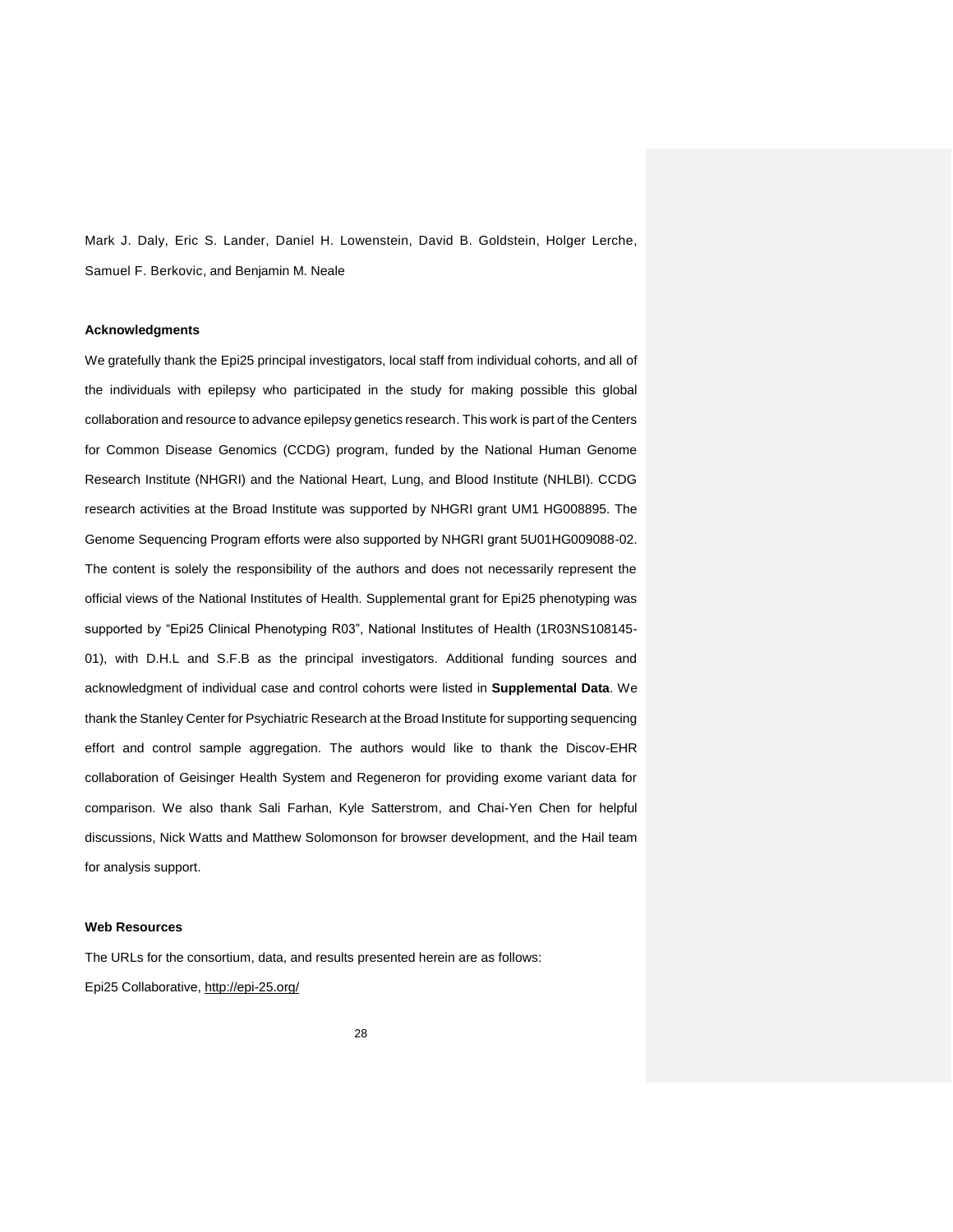Mark J. Daly, Eric S. Lander, Daniel H. Lowenstein, David B. Goldstein, Holger Lerche, Samuel F. Berkovic, and Benjamin M. Neale

**Acknowledgments**

We gratefully thank the Epi25 principal investigators, local staff from individual cohorts, and all of the individuals with epilepsy who participated in the study for making possible this global collaboration and resource to advance epilepsy genetics research. This work is part of the Centers for Common Disease Genomics (CCDG) program, funded by the National Human Genome Research Institute (NHGRI) and the National Heart, Lung, and Blood Institute (NHLBI). CCDG research activities at the Broad Institute was supported by NHGRI grant UM1 HG008895. The Genome Sequencing Program efforts were also supported by NHGRI grant 5U01HG009088-02. The content is solely the responsibility of the authors and does not necessarily represent the official views of the National Institutes of Health. Supplemental grant for Epi25 phenotyping was supported by "Epi25 Clinical Phenotyping R03", National Institutes of Health (1R03NS108145-01), with D.H.L and S.F.B as the principal investigators. Additional funding sources and acknowledgment of individual case and control cohorts were listed in **Supplemental Data**. We thank the Stanley Center for Psychiatric Research at the Broad Institute for supporting sequencing effort and control sample aggregation. The authors would like to thank the Discov-EHR collaboration of Geisinger Health System and Regeneron for providing exome variant data for comparison. We also thank Sali Farhan, Kyle Satterstrom, and Chai-Yen Chen for helpful discussions, Nick Watts and Matthew Solomonson for browser development, and the Hail team for analysis support.

**Web Resources**

The URLs for the consortium, data, and results presented herein are as follows:

Epi25 Collaborative, http://epi-25.org/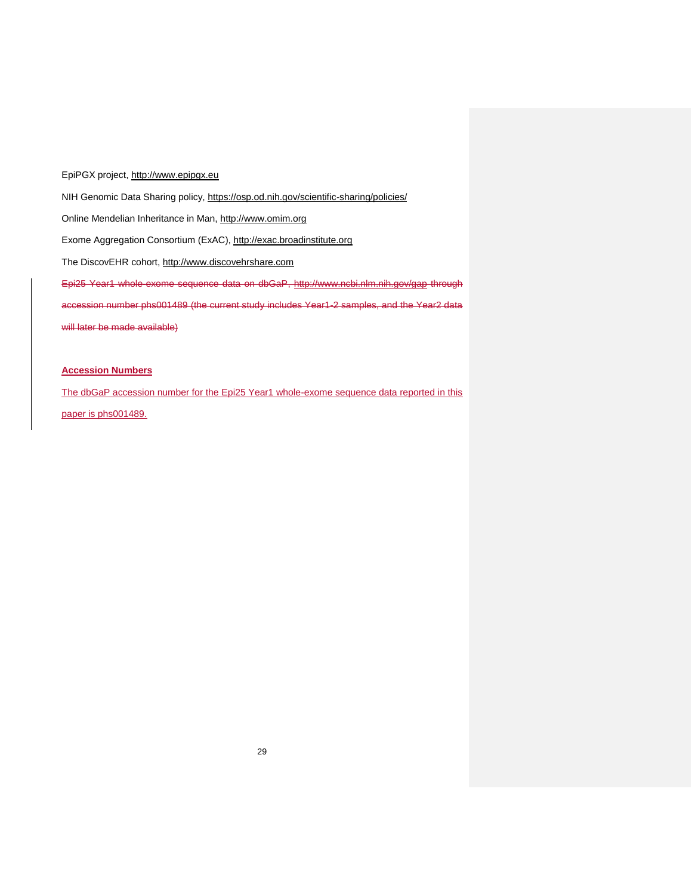EpiPGX project, http://www.epipgx.eu

NIH Genomic Data Sharing policy, https://osp.od.nih.gov/scientific-sharing/policies/

Online Mendelian Inheritance in Man, http://www.omim.org

Exome Aggregation Consortium (ExAC), http://exac.broadinstitute.org

The DiscovEHR cohort, http://www.discovehrshare.com

~~Epi25 Year1 whole-exome sequence data on dbGaP, http://www.ncbi.nlm.nih.gov/gap through accession number phs001489 (the current study includes Year1-2 samples, and the Year2 data will later be made available)~~

**Accession Numbers**

The dbGaP accession number for the Epi25 Year1 whole-exome sequence data reported in this paper is phs001489.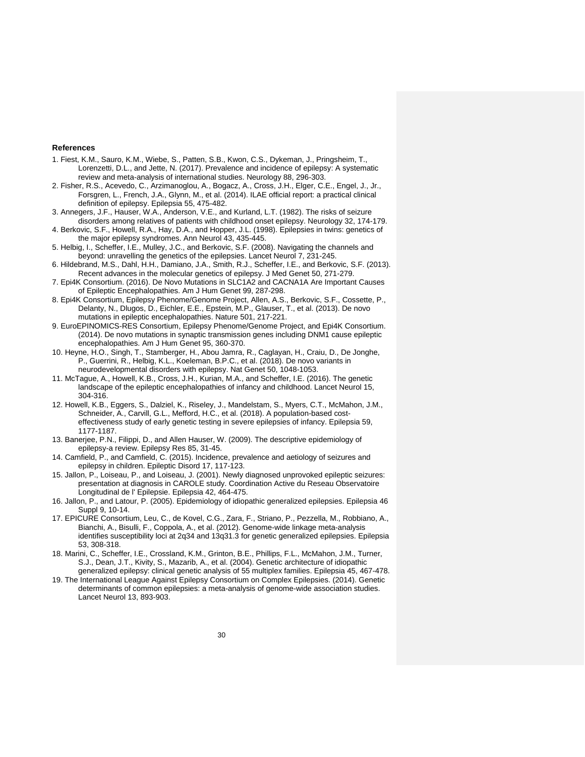**References**

1. Fiest, K.M., Sauro, K.M., Wiebe, S., Patten, S.B., Kwon, C.S., Dykeman, J., Pringsheim, T., Lorenzetti, D.L., and Jette, N. (2017). Prevalence and incidence of epilepsy: A systematic review and meta-analysis of international studies. Neurology 88, 296-303.
2. Fisher, R.S., Acevedo, C., Arzimanoglou, A., Bogacz, A., Cross, J.H., Elger, C.E., Engel, J., Jr., Forsgren, L., French, J.A., Glynn, M., et al. (2014). ILAE official report: a practical clinical definition of epilepsy. Epilepsia 55, 475-482.
3. Annegers, J.F., Hauser, W.A., Anderson, V.E., and Kurland, L.T. (1982). The risks of seizure disorders among relatives of patients with childhood onset epilepsy. Neurology 32, 174-179.
4. Berkovic, S.F., Howell, R.A., Hay, D.A., and Hopper, J.L. (1998). Epilepsies in twins: genetics of the major epilepsy syndromes. Ann Neurol 43, 435-445.
5. Helbig, I., Scheffer, I.E., Mulley, J.C., and Berkovic, S.F. (2008). Navigating the channels and beyond: unravelling the genetics of the epilepsies. Lancet Neurol 7, 231-245.
6. Hildebrand, M.S., Dahl, H.H., Damiano, J.A., Smith, R.J., Scheffer, I.E., and Berkovic, S.F. (2013). Recent advances in the molecular genetics of epilepsy. J Med Genet 50, 271-279.
7. Epi4K Consortium. (2016). De Novo Mutations in SLC1A2 and CACNA1A Are Important Causes of Epileptic Encephalopathies. Am J Hum Genet 99, 287-298.
8. Epi4K Consortium, Epilepsy Phenome/Genome Project, Allen, A.S., Berkovic, S.F., Cossette, P., Delanty, N., Dlugos, D., Eichler, E.E., Epstein, M.P., Glauser, T., et al. (2013). De novo mutations in epileptic encephalopathies. Nature 501, 217-221.
9. EuroEPINOMICS-RES Consortium, Epilepsy Phenome/Genome Project, and Epi4K Consortium. (2014). De novo mutations in synaptic transmission genes including DNM1 cause epileptic encephalopathies. Am J Hum Genet 95, 360-370.
10. Heyne, H.O., Singh, T., Stamberger, H., Abou Jamra, R., Caglayan, H., Craiu, D., De Jonghe, P., Guerrini, R., Helbig, K.L., Koeleman, B.P.C., et al. (2018). De novo variants in neurodevelopmental disorders with epilepsy. Nat Genet 50, 1048-1053.
11. McTague, A., Howell, K.B., Cross, J.H., Kurian, M.A., and Scheffer, I.E. (2016). The genetic landscape of the epileptic encephalopathies of infancy and childhood. Lancet Neurol 15, 304-316.
12. Howell, K.B., Eggers, S., Dalziel, K., Riseley, J., Mandelstam, S., Myers, C.T., McMahon, J.M., Schneider, A., Carvill, G.L., Mefford, H.C., et al. (2018). A population-based cost-effectiveness study of early genetic testing in severe epilepsies of infancy. Epilepsia 59, 1177-1187.
13. Banerjee, P.N., Filippi, D., and Allen Hauser, W. (2009). The descriptive epidemiology of epilepsy-a review. Epilepsy Res 85, 31-45.
14. Camfield, P., and Camfield, C. (2015). Incidence, prevalence and aetiology of seizures and epilepsy in children. Epileptic Disord 17, 117-123.
15. Jallon, P., Loiseau, P., and Loiseau, J. (2001). Newly diagnosed unprovoked epileptic seizures: presentation at diagnosis in CAROLE study. Coordination Active du Reseau Observatoire Longitudinal de l' Epilepsie. Epilepsia 42, 464-475.
16. Jallon, P., and Latour, P. (2005). Epidemiology of idiopathic generalized epilepsies. Epilepsia 46 Suppl 9, 10-14.
17. EPICURE Consortium, Leu, C., de Kovel, C.G., Zara, F., Striano, P., Pezzella, M., Robbiano, A., Bianchi, A., Bisulli, F., Coppola, A., et al. (2012). Genome-wide linkage meta-analysis identifies susceptibility loci at 2q34 and 13q31.3 for genetic generalized epilepsies. Epilepsia 53, 308-318.
18. Marini, C., Scheffer, I.E., Crossland, K.M., Grinton, B.E., Phillips, F.L., McMahon, J.M., Turner, S.J., Dean, J.T., Kivity, S., Mazarib, A., et al. (2004). Genetic architecture of idiopathic generalized epilepsy: clinical genetic analysis of 55 multiplex families. Epilepsia 45, 467-478.
19. The International League Against Epilepsy Consortium on Complex Epilepsies. (2014). Genetic determinants of common epilepsies: a meta-analysis of genome-wide association studies. Lancet Neurol 13, 893-903.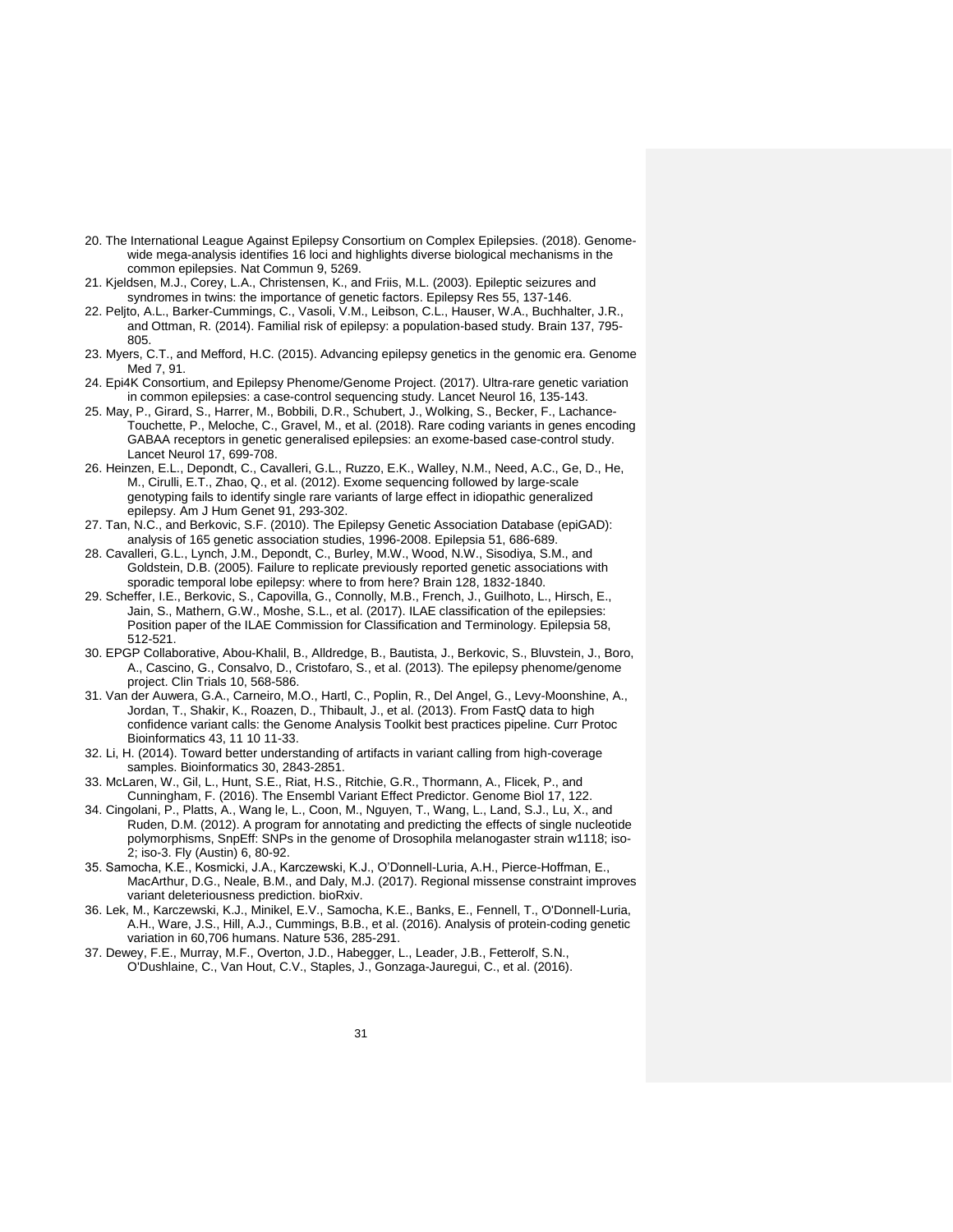20. The International League Against Epilepsy Consortium on Complex Epilepsies. (2018). Genome-wide mega-analysis identifies 16 loci and highlights diverse biological mechanisms in the common epilepsies. Nat Commun 9, 5269.
21. Kjeldsen, M.J., Corey, L.A., Christensen, K., and Friis, M.L. (2003). Epileptic seizures and syndromes in twins: the importance of genetic factors. Epilepsy Res 55, 137-146.
22. Peljto, A.L., Barker-Cummings, C., Vasoli, V.M., Leibson, C.L., Hauser, W.A., Buchhalter, J.R., and Ottman, R. (2014). Familial risk of epilepsy: a population-based study. Brain 137, 795-805.
23. Myers, C.T., and Mefford, H.C. (2015). Advancing epilepsy genetics in the genomic era. Genome Med 7, 91.
24. Epi4K Consortium, and Epilepsy Phenome/Genome Project. (2017). Ultra-rare genetic variation in common epilepsies: a case-control sequencing study. Lancet Neurol 16, 135-143.
25. May, P., Girard, S., Harrer, M., Bobbili, D.R., Schubert, J., Wolking, S., Becker, F., Lachance-Touchette, P., Meloche, C., Gravel, M., et al. (2018). Rare coding variants in genes encoding GABAA receptors in genetic generalised epilepsies: an exome-based case-control study. Lancet Neurol 17, 699-708.
26. Heinzen, E.L., Depondt, C., Cavalleri, G.L., Ruzzo, E.K., Walley, N.M., Need, A.C., Ge, D., He, M., Cirulli, E.T., Zhao, Q., et al. (2012). Exome sequencing followed by large-scale genotyping fails to identify single rare variants of large effect in idiopathic generalized epilepsy. Am J Hum Genet 91, 293-302.
27. Tan, N.C., and Berkovic, S.F. (2010). The Epilepsy Genetic Association Database (epiGAD): analysis of 165 genetic association studies, 1996-2008. Epilepsia 51, 686-689.
28. Cavalleri, G.L., Lynch, J.M., Depondt, C., Burley, M.W., Wood, N.W., Sisodiya, S.M., and Goldstein, D.B. (2005). Failure to replicate previously reported genetic associations with sporadic temporal lobe epilepsy: where to from here? Brain 128, 1832-1840.
29. Scheffer, I.E., Berkovic, S., Capovilla, G., Connolly, M.B., French, J., Guilhoto, L., Hirsch, E., Jain, S., Mathern, G.W., Moshe, S.L., et al. (2017). ILAE classification of the epilepsies: Position paper of the ILAE Commission for Classification and Terminology. Epilepsia 58, 512-521.
30. EPGP Collaborative, Abou-Khalil, B., Alldredge, B., Bautista, J., Berkovic, S., Bluvstein, J., Boro, A., Cascino, G., Consalvo, D., Cristofaro, S., et al. (2013). The epilepsy phenome/genome project. Clin Trials 10, 568-586.
31. Van der Auwera, G.A., Carneiro, M.O., Hartl, C., Poplin, R., Del Angel, G., Levy-Moonshine, A., Jordan, T., Shakir, K., Roazen, D., Thibault, J., et al. (2013). From FastQ data to high confidence variant calls: the Genome Analysis Toolkit best practices pipeline. Curr Protoc Bioinformatics 43, 11 10 11-33.
32. Li, H. (2014). Toward better understanding of artifacts in variant calling from high-coverage samples. Bioinformatics 30, 2843-2851.
33. McLaren, W., Gil, L., Hunt, S.E., Riat, H.S., Ritchie, G.R., Thormann, A., Flicek, P., and Cunningham, F. (2016). The Ensembl Variant Effect Predictor. Genome Biol 17, 122.
34. Cingolani, P., Platts, A., Wang le, L., Coon, M., Nguyen, T., Wang, L., Land, S.J., Lu, X., and Ruden, D.M. (2012). A program for annotating and predicting the effects of single nucleotide polymorphisms, SnpEff: SNPs in the genome of Drosophila melanogaster strain w1118; iso-2; iso-3. Fly (Austin) 6, 80-92.
35. Samocha, K.E., Kosmicki, J.A., Karczewski, K.J., O'Donnell-Luria, A.H., Pierce-Hoffman, E., MacArthur, D.G., Neale, B.M., and Daly, M.J. (2017). Regional missense constraint improves variant deleteriousness prediction. bioRxiv.
36. Lek, M., Karczewski, K.J., Minikel, E.V., Samocha, K.E., Banks, E., Fennell, T., O'Donnell-Luria, A.H., Ware, J.S., Hill, A.J., Cummings, B.B., et al. (2016). Analysis of protein-coding genetic variation in 60,706 humans. Nature 536, 285-291.
37. Dewey, F.E., Murray, M.F., Overton, J.D., Habegger, L., Leader, J.B., Fetterolf, S.N., O'Dushlaine, C., Van Hout, C.V., Staples, J., Gonzaga-Jauregui, C., et al. (2016).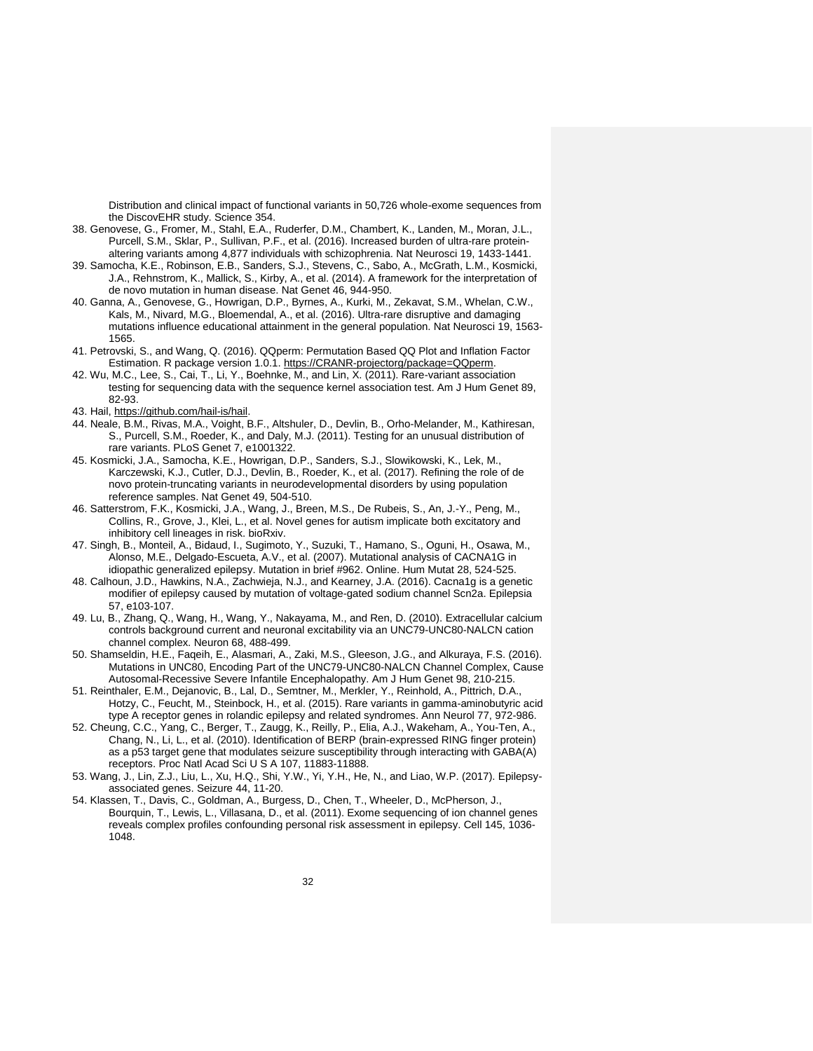Distribution and clinical impact of functional variants in 50,726 whole-exome sequences from the DiscovEHR study. Science 354.

38. Genovese, G., Fromer, M., Stahl, E.A., Ruderfer, D.M., Chambert, K., Landen, M., Moran, J.L., Purcell, S.M., Sklar, P., Sullivan, P.F., et al. (2016). Increased burden of ultra-rare protein-altering variants among 4,877 individuals with schizophrenia. Nat Neurosci 19, 1433-1441.
39. Samocha, K.E., Robinson, E.B., Sanders, S.J., Stevens, C., Sabo, A., McGrath, L.M., Kosmicki, J.A., Rehnstrom, K., Mallick, S., Kirby, A., et al. (2014). A framework for the interpretation of de novo mutation in human disease. Nat Genet 46, 944-950.
40. Ganna, A., Genovese, G., Howrigan, D.P., Byrnes, A., Kurki, M., Zekavat, S.M., Whelan, C.W., Kals, M., Nivard, M.G., Bloemendal, A., et al. (2016). Ultra-rare disruptive and damaging mutations influence educational attainment in the general population. Nat Neurosci 19, 1563-1565.
41. Petrovski, S., and Wang, Q. (2016). QQperm: Permutation Based QQ Plot and Inflation Factor Estimation. R package version 1.0.1. https://CRANR-projectorg/package=QQperm.
42. Wu, M.C., Lee, S., Cai, T., Li, Y., Boehnke, M., and Lin, X. (2011). Rare-variant association testing for sequencing data with the sequence kernel association test. Am J Hum Genet 89, 82-93.
43. Hail, https://github.com/hail-is/hail.
44. Neale, B.M., Rivas, M.A., Voight, B.F., Altshuler, D., Devlin, B., Orho-Melander, M., Kathiresan, S., Purcell, S.M., Roeder, K., and Daly, M.J. (2011). Testing for an unusual distribution of rare variants. PLoS Genet 7, e1001322.
45. Kosmicki, J.A., Samocha, K.E., Howrigan, D.P., Sanders, S.J., Slowikowski, K., Lek, M., Karczewski, K.J., Cutler, D.J., Devlin, B., Roeder, K., et al. (2017). Refining the role of de novo protein-truncating variants in neurodevelopmental disorders by using population reference samples. Nat Genet 49, 504-510.
46. Satterstrom, F.K., Kosmicki, J.A., Wang, J., Breen, M.S., De Rubeis, S., An, J.-Y., Peng, M., Collins, R., Grove, J., Klei, L., et al. Novel genes for autism implicate both excitatory and inhibitory cell lineages in risk. bioRxiv.
47. Singh, B., Monteil, A., Bidaud, I., Sugimoto, Y., Suzuki, T., Hamano, S., Oguni, H., Osawa, M., Alonso, M.E., Delgado-Escueta, A.V., et al. (2007). Mutational analysis of CACNA1G in idiopathic generalized epilepsy. Mutation in brief #962. Online. Hum Mutat 28, 524-525.
48. Calhoun, J.D., Hawkins, N.A., Zachwieja, N.J., and Kearney, J.A. (2016). Cacna1g is a genetic modifier of epilepsy caused by mutation of voltage-gated sodium channel Scn2a. Epilepsia 57, e103-107.
49. Lu, B., Zhang, Q., Wang, H., Wang, Y., Nakayama, M., and Ren, D. (2010). Extracellular calcium controls background current and neuronal excitability via an UNC79-UNC80-NALCN cation channel complex. Neuron 68, 488-499.
50. Shamseldin, H.E., Faqeih, E., Alasmari, A., Zaki, M.S., Gleeson, J.G., and Alkuraya, F.S. (2016). Mutations in UNC80, Encoding Part of the UNC79-UNC80-NALCN Channel Complex, Cause Autosomal-Recessive Severe Infantile Encephalopathy. Am J Hum Genet 98, 210-215.
51. Reinthaler, E.M., Dejanovic, B., Lal, D., Semtner, M., Merkler, Y., Reinhold, A., Pittrich, D.A., Hotzy, C., Feucht, M., Steinbock, H., et al. (2015). Rare variants in gamma-aminobutyric acid type A receptor genes in rolandic epilepsy and related syndromes. Ann Neurol 77, 972-986.
52. Cheung, C.C., Yang, C., Berger, T., Zaugg, K., Reilly, P., Elia, A.J., Wakeham, A., You-Ten, A., Chang, N., Li, L., et al. (2010). Identification of BERP (brain-expressed RING finger protein) as a p53 target gene that modulates seizure susceptibility through interacting with GABA(A) receptors. Proc Natl Acad Sci U S A 107, 11883-11888.
53. Wang, J., Lin, Z.J., Liu, L., Xu, H.Q., Shi, Y.W., Yi, Y.H., He, N., and Liao, W.P. (2017). Epilepsy-associated genes. Seizure 44, 11-20.
54. Klassen, T., Davis, C., Goldman, A., Burgess, D., Chen, T., Wheeler, D., McPherson, J., Bourquin, T., Lewis, L., Villasana, D., et al. (2011). Exome sequencing of ion channel genes reveals complex profiles confounding personal risk assessment in epilepsy. Cell 145, 1036-1048.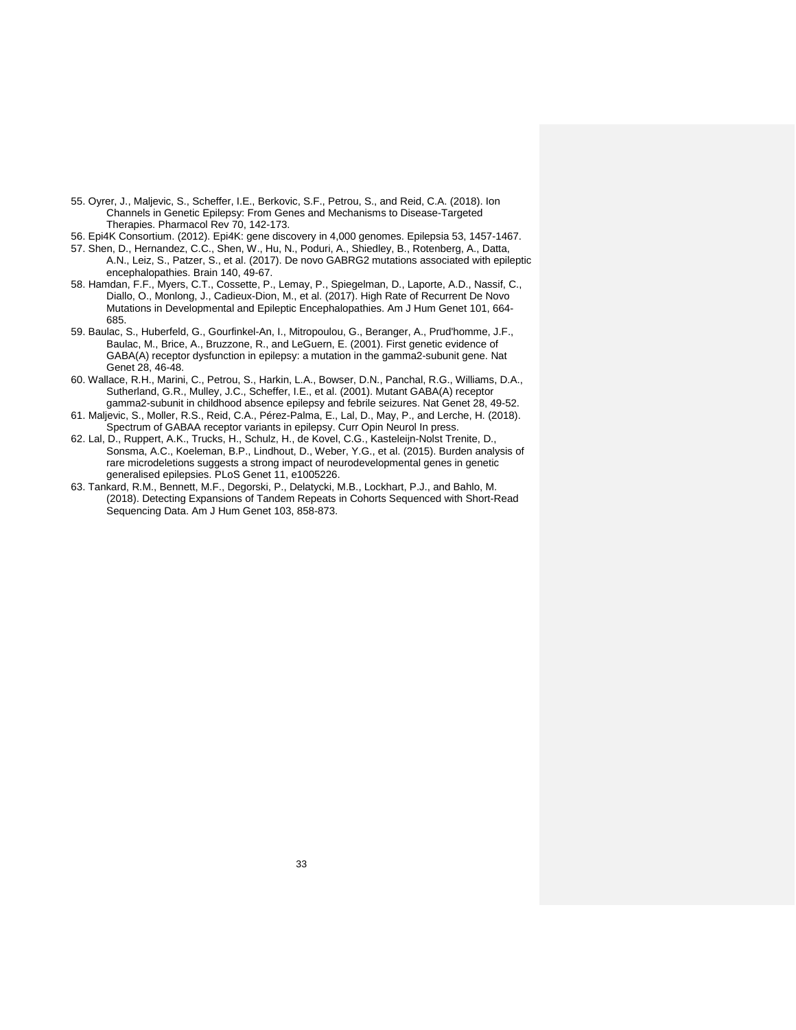55. Oyrer, J., Maljevic, S., Scheffer, I.E., Berkovic, S.F., Petrou, S., and Reid, C.A. (2018). Ion Channels in Genetic Epilepsy: From Genes and Mechanisms to Disease-Targeted Therapies. Pharmacol Rev 70, 142-173.
56. Epi4K Consortium. (2012). Epi4K: gene discovery in 4,000 genomes. Epilepsia 53, 1457-1467.
57. Shen, D., Hernandez, C.C., Shen, W., Hu, N., Poduri, A., Shiedley, B., Rotenberg, A., Datta, A.N., Leiz, S., Patzer, S., et al. (2017). De novo GABRG2 mutations associated with epileptic encephalopathies. Brain 140, 49-67.
58. Hamdan, F.F., Myers, C.T., Cossette, P., Lemay, P., Spiegelman, D., Laporte, A.D., Nassif, C., Diallo, O., Monlong, J., Cadieux-Dion, M., et al. (2017). High Rate of Recurrent De Novo Mutations in Developmental and Epileptic Encephalopathies. Am J Hum Genet 101, 664-685.
59. Baulac, S., Huberfeld, G., Gourfinkel-An, I., Mitropoulou, G., Beranger, A., Prud'homme, J.F., Baulac, M., Brice, A., Bruzzone, R., and LeGuern, E. (2001). First genetic evidence of GABA(A) receptor dysfunction in epilepsy: a mutation in the gamma2-subunit gene. Nat Genet 28, 46-48.
60. Wallace, R.H., Marini, C., Petrou, S., Harkin, L.A., Bowser, D.N., Panchal, R.G., Williams, D.A., Sutherland, G.R., Mulley, J.C., Scheffer, I.E., et al. (2001). Mutant GABA(A) receptor gamma2-subunit in childhood absence epilepsy and febrile seizures. Nat Genet 28, 49-52.
61. Maljevic, S., Moller, R.S., Reid, C.A., Pérez-Palma, E., Lal, D., May, P., and Lerche, H. (2018). Spectrum of GABAA receptor variants in epilepsy. Curr Opin Neurol In press.
62. Lal, D., Ruppert, A.K., Trucks, H., Schulz, H., de Kovel, C.G., Kasteleijn-Nolst Trenite, D., Sonsma, A.C., Koeleman, B.P., Lindhout, D., Weber, Y.G., et al. (2015). Burden analysis of rare microdeletions suggests a strong impact of neurodevelopmental genes in genetic generalised epilepsies. PLoS Genet 11, e1005226.
63. Tankard, R.M., Bennett, M.F., Degorski, P., Delatycki, M.B., Lockhart, P.J., and Bahlo, M. (2018). Detecting Expansions of Tandem Repeats in Cohorts Sequenced with Short-Read Sequencing Data. Am J Hum Genet 103, 858-873.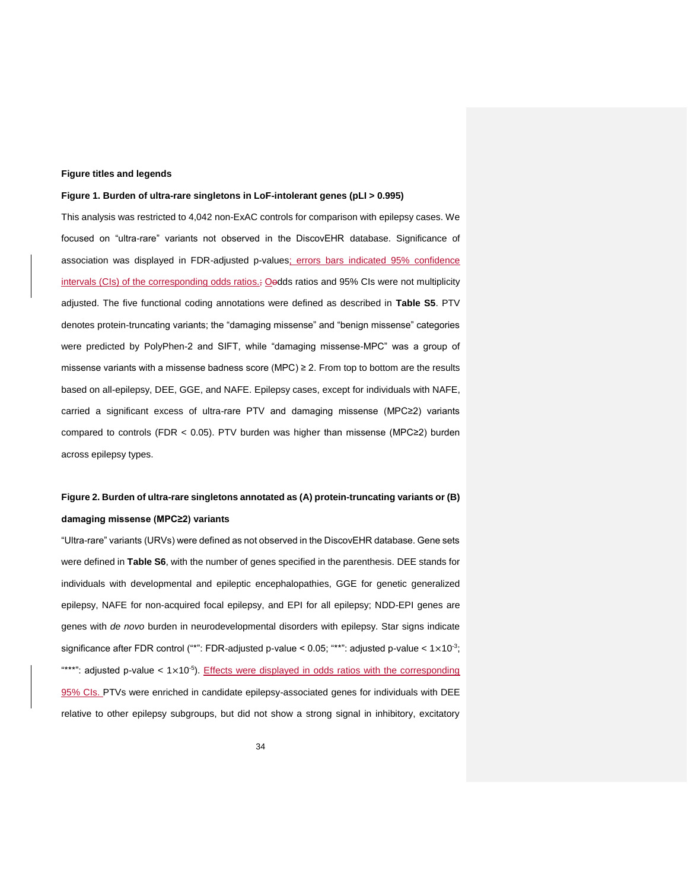**Figure titles and legends**

**Figure 1. Burden of ultra-rare singletons in LoF-intolerant genes (pLI > 0.995)**

This analysis was restricted to 4,042 non-ExAC controls for comparison with epilepsy cases. We focused on "ultra-rare" variants not observed in the DiscovEHR database. Significance of association was displayed in FDR-adjusted p-values; errors bars indicated 95% confidence intervals (CIs) of the corresponding odds ratios.; Oodds ratios and 95% CIs were not multiplicity adjusted. The five functional coding annotations were defined as described in **Table S5**. PTV denotes protein-truncating variants; the "damaging missense" and "benign missense" categories were predicted by PolyPhen-2 and SIFT, while "damaging missense-MPC" was a group of missense variants with a missense badness score (MPC) ≥ 2. From top to bottom are the results based on all-epilepsy, DEE, GGE, and NAFE. Epilepsy cases, except for individuals with NAFE, carried a significant excess of ultra-rare PTV and damaging missense (MPC≥2) variants compared to controls (FDR < 0.05). PTV burden was higher than missense (MPC≥2) burden across epilepsy types.

**Figure 2. Burden of ultra-rare singletons annotated as (A) protein-truncating variants or (B) damaging missense (MPC≥2) variants**

"Ultra-rare" variants (URVs) were defined as not observed in the DiscovEHR database. Gene sets were defined in **Table S6**, with the number of genes specified in the parenthesis. DEE stands for individuals with developmental and epileptic encephalopathies, GGE for genetic generalized epilepsy, NAFE for non-acquired focal epilepsy, and EPI for all epilepsy; NDD-EPI genes are genes with *de novo* burden in neurodevelopmental disorders with epilepsy. Star signs indicate significance after FDR control ("*": FDR-adjusted p-value < 0.05; "**": adjusted p-value < $1\times10^{-3}$; "***": adjusted p-value < $1\times10^{-5}$). Effects were displayed in odds ratios with the corresponding 95% CIs. PTVs were enriched in candidate epilepsy-associated genes for individuals with DEE relative to other epilepsy subgroups, but did not show a strong signal in inhibitory, excitatory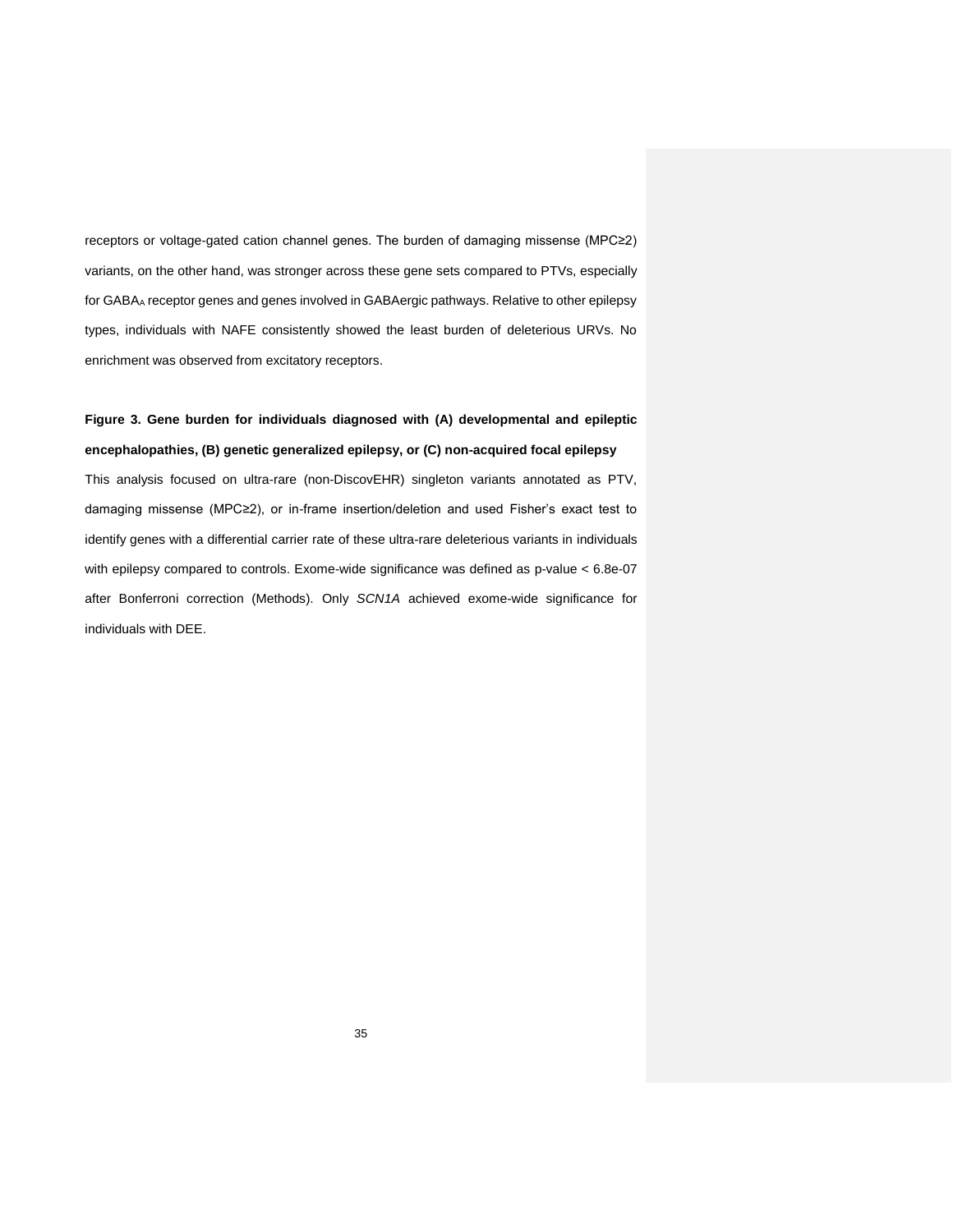receptors or voltage-gated cation channel genes. The burden of damaging missense (MPC≥2) variants, on the other hand, was stronger across these gene sets compared to PTVs, especially for $GABA_A$ receptor genes and genes involved in GABAergic pathways. Relative to other epilepsy types, individuals with NAFE consistently showed the least burden of deleterious URVs. No enrichment was observed from excitatory receptors.

**Figure 3. Gene burden for individuals diagnosed with (A) developmental and epileptic encephalopathies, (B) genetic generalized epilepsy, or (C) non-acquired focal epilepsy**

This analysis focused on ultra-rare (non-DiscovEHR) singleton variants annotated as PTV, damaging missense (MPC≥2), or in-frame insertion/deletion and used Fisher's exact test to identify genes with a differential carrier rate of these ultra-rare deleterious variants in individuals with epilepsy compared to controls. Exome-wide significance was defined as p-value < 6.8e-07 after Bonferroni correction (Methods). Only *SCN1A* achieved exome-wide significance for individuals with DEE.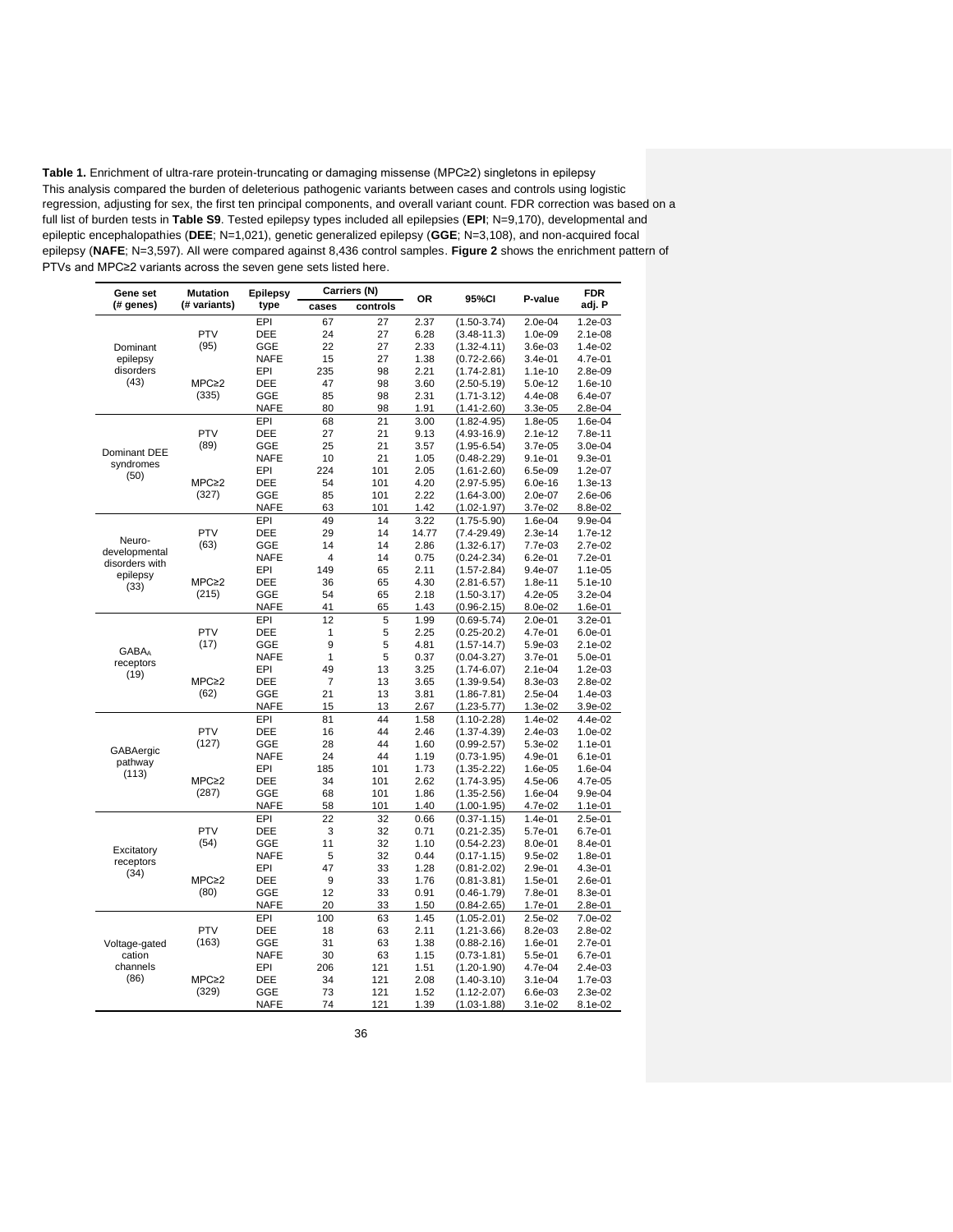**Table 1.** Enrichment of ultra-rare protein-truncating or damaging missense (MPC≥2) singletons in epilepsy
This analysis compared the burden of deleterious pathogenic variants between cases and controls using logistic regression, adjusting for sex, the first ten principal components, and overall variant count. FDR correction was based on a full list of burden tests in **Table S9**. Tested epilepsy types included all epilepsies (**EPI**; N=9,170), developmental and epileptic encephalopathies (**DEE**; N=1,021), genetic generalized epilepsy (**GGE**; N=3,108), and non-acquired focal epilepsy (**NAFE**; N=3,597). All were compared against 8,436 control samples. **Figure 2** shows the enrichment pattern of PTVs and MPC≥2 variants across the seven gene sets listed here.

| Gene set (# genes) | Mutation (# variants) | Epilepsy type | Carriers (N) cases | Carriers (N) controls | OR | 95%CI | P-value | FDR adj. P |
|---|---|---|---|---|---|---|---|---|
| Dominant epilepsy disorders (43) | PTV (95) | EPI | 67 | 27 | 2.37 | (1.50-3.74) | 2.0e-04 | 1.2e-03 |
| | | DEE | 24 | 27 | 6.28 | (3.48-11.3) | 1.0e-09 | 2.1e-08 |
| | | GGE | 22 | 27 | 2.33 | (1.32-4.11) | 3.6e-03 | 1.4e-02 |
| | | NAFE | 15 | 27 | 1.38 | (0.72-2.66) | 3.4e-01 | 4.7e-01 |
| | MPC≥2 (335) | EPI | 235 | 98 | 2.21 | (1.74-2.81) | 1.1e-10 | 2.8e-09 |
| | | DEE | 47 | 98 | 3.60 | (2.50-5.19) | 5.0e-12 | 1.6e-10 |
| | | GGE | 85 | 98 | 2.31 | (1.71-3.12) | 4.4e-08 | 6.4e-07 |
| | | NAFE | 80 | 98 | 1.91 | (1.41-2.60) | 3.3e-05 | 2.8e-04 |
| Dominant DEE syndromes (50) | PTV (89) | EPI | 68 | 21 | 3.00 | (1.82-4.95) | 1.8e-05 | 1.6e-04 |
| | | DEE | 27 | 21 | 9.13 | (4.93-16.9) | 2.1e-12 | 7.8e-11 |
| | | GGE | 25 | 21 | 3.57 | (1.95-6.54) | 3.7e-05 | 3.0e-04 |
| | | NAFE | 10 | 21 | 1.05 | (0.48-2.29) | 9.1e-01 | 9.3e-01 |
| | MPC≥2 (327) | EPI | 224 | 101 | 2.05 | (1.61-2.60) | 6.5e-09 | 1.2e-07 |
| | | DEE | 54 | 101 | 4.20 | (2.97-5.95) | 6.0e-16 | 1.3e-13 |
| | | GGE | 85 | 101 | 2.22 | (1.64-3.00) | 2.0e-07 | 2.6e-06 |
| | | NAFE | 63 | 101 | 1.42 | (1.02-1.97) | 3.7e-02 | 8.8e-02 |
| Neuro-developmental disorders with epilepsy (33) | PTV (63) | EPI | 49 | 14 | 3.22 | (1.75-5.90) | 1.6e-04 | 9.9e-04 |
| | | DEE | 29 | 14 | 14.77 | (7.4-29.49) | 2.3e-14 | 1.7e-12 |
| | | GGE | 14 | 14 | 2.86 | (1.32-6.17) | 7.7e-03 | 2.7e-02 |
| | | NAFE | 4 | 14 | 0.75 | (0.24-2.34) | 6.2e-01 | 7.2e-01 |
| | MPC≥2 (215) | EPI | 149 | 65 | 2.11 | (1.57-2.84) | 9.4e-07 | 1.1e-05 |
| | | DEE | 36 | 65 | 4.30 | (2.81-6.57) | 1.8e-11 | 5.1e-10 |
| | | GGE | 54 | 65 | 2.18 | (1.50-3.17) | 4.2e-05 | 3.2e-04 |
| | | NAFE | 41 | 65 | 1.43 | (0.96-2.15) | 8.0e-02 | 1.6e-01 |
| $GABA_A$ receptors (19) | PTV (17) | EPI | 12 | 5 | 1.99 | (0.69-5.74) | 2.0e-01 | 3.2e-01 |
| | | DEE | 1 | 5 | 2.25 | (0.25-20.2) | 4.7e-01 | 6.0e-01 |
| | | GGE | 9 | 5 | 4.81 | (1.57-14.7) | 5.9e-03 | 2.1e-02 |
| | | NAFE | 1 | 5 | 0.37 | (0.04-3.27) | 3.7e-01 | 5.0e-01 |
| | MPC≥2 (62) | EPI | 49 | 13 | 3.25 | (1.74-6.07) | 2.1e-04 | 1.2e-03 |
| | | DEE | 7 | 13 | 3.65 | (1.39-9.54) | 8.3e-03 | 2.8e-02 |
| | | GGE | 21 | 13 | 3.81 | (1.86-7.81) | 2.5e-04 | 1.4e-03 |
| | | NAFE | 15 | 13 | 2.67 | (1.23-5.77) | 1.3e-02 | 3.9e-02 |
| GABAergic pathway (113) | PTV (127) | EPI | 81 | 44 | 1.58 | (1.10-2.28) | 1.4e-02 | 4.4e-02 |
| | | DEE | 16 | 44 | 2.46 | (1.37-4.39) | 2.4e-03 | 1.0e-02 |
| | | GGE | 28 | 44 | 1.60 | (0.99-2.57) | 5.3e-02 | 1.1e-01 |
| | | NAFE | 24 | 44 | 1.19 | (0.73-1.95) | 4.9e-01 | 6.1e-01 |
| | MPC≥2 (287) | EPI | 185 | 101 | 1.73 | (1.35-2.22) | 1.6e-05 | 1.6e-04 |
| | | DEE | 34 | 101 | 2.62 | (1.74-3.95) | 4.5e-06 | 4.7e-05 |
| | | GGE | 68 | 101 | 1.86 | (1.35-2.56) | 1.6e-04 | 9.9e-04 |
| | | NAFE | 58 | 101 | 1.40 | (1.00-1.95) | 4.7e-02 | 1.1e-01 |
| Excitatory receptors (34) | PTV (54) | EPI | 22 | 32 | 0.66 | (0.37-1.15) | 1.4e-01 | 2.5e-01 |
| | | DEE | 3 | 32 | 0.71 | (0.21-2.35) | 5.7e-01 | 6.7e-01 |
| | | GGE | 11 | 32 | 1.10 | (0.54-2.23) | 8.0e-01 | 8.4e-01 |
| | | NAFE | 5 | 32 | 0.44 | (0.17-1.15) | 9.5e-02 | 1.8e-01 |
| | MPC≥2 (80) | EPI | 47 | 33 | 1.28 | (0.81-2.02) | 2.9e-01 | 4.3e-01 |
| | | DEE | 9 | 33 | 1.76 | (0.81-3.81) | 1.5e-01 | 2.6e-01 |
| | | GGE | 12 | 33 | 0.91 | (0.46-1.79) | 7.8e-01 | 8.3e-01 |
| | | NAFE | 20 | 33 | 1.50 | (0.84-2.65) | 1.7e-01 | 2.8e-01 |
| Voltage-gated cation channels (86) | PTV (163) | EPI | 100 | 63 | 1.45 | (1.05-2.01) | 2.5e-02 | 7.0e-02 |
| | | DEE | 18 | 63 | 2.11 | (1.21-3.66) | 8.2e-03 | 2.8e-02 |
| | | GGE | 31 | 63 | 1.38 | (0.88-2.16) | 1.6e-01 | 2.7e-01 |
| | | NAFE | 30 | 63 | 1.15 | (0.73-1.81) | 5.5e-01 | 6.7e-01 |
| | MPC≥2 (329) | EPI | 206 | 121 | 1.51 | (1.20-1.90) | 4.7e-04 | 2.4e-03 |
| | | DEE | 34 | 121 | 2.08 | (1.40-3.10) | 3.1e-04 | 1.7e-03 |
| | | GGE | 73 | 121 | 1.52 | (1.12-2.07) | 6.6e-03 | 2.3e-02 |
| | | NAFE | 74 | 121 | 1.39 | (1.03-1.88) | 3.1e-02 | 8.1e-02 |